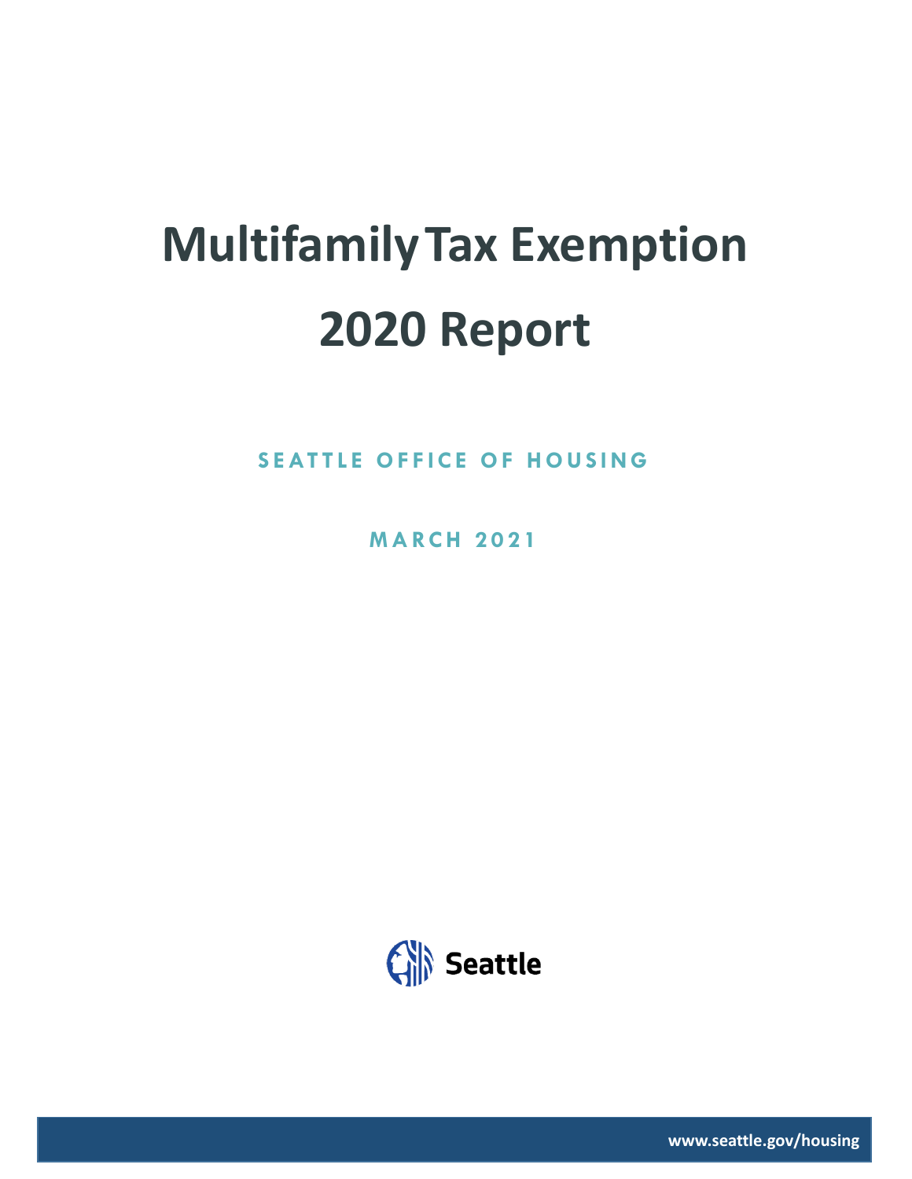# Multifamily Tax Exemption 2020 Report

SEATTLE OFFICE OF HOUSING

MARCH 2021

Seattle

www.seattle.gov/housing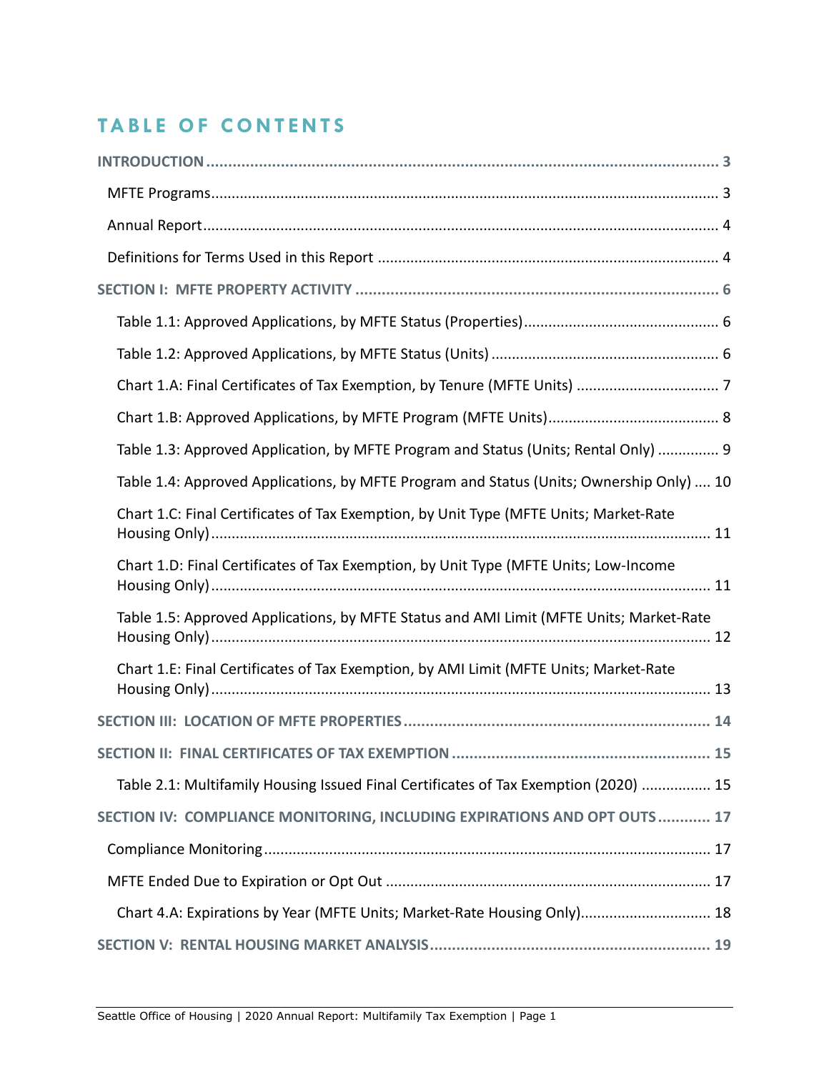# TABLE OF CONTENTS

**INTRODUCTION** ..... 3

- MFTE Programs ..... 3
- Annual Report ..... 4
- Definitions for Terms Used in this Report ..... 4

**SECTION I: MFTE PROPERTY ACTIVITY** ..... 6

- Table 1.1: Approved Applications, by MFTE Status (Properties) ..... 6
- Table 1.2: Approved Applications, by MFTE Status (Units) ..... 6
- Chart 1.A: Final Certificates of Tax Exemption, by Tenure (MFTE Units) ..... 7
- Chart 1.B: Approved Applications, by MFTE Program (MFTE Units) ..... 8
- Table 1.3: Approved Application, by MFTE Program and Status (Units; Rental Only) ..... 9
- Table 1.4: Approved Applications, by MFTE Program and Status (Units; Ownership Only) ..... 10
- Chart 1.C: Final Certificates of Tax Exemption, by Unit Type (MFTE Units; Market-Rate Housing Only) ..... 11
- Chart 1.D: Final Certificates of Tax Exemption, by Unit Type (MFTE Units; Low-Income Housing Only) ..... 11
- Table 1.5: Approved Applications, by MFTE Status and AMI Limit (MFTE Units; Market-Rate Housing Only) ..... 12
- Chart 1.E: Final Certificates of Tax Exemption, by AMI Limit (MFTE Units; Market-Rate Housing Only) ..... 13

**SECTION III: LOCATION OF MFTE PROPERTIES** ..... 14

**SECTION II: FINAL CERTIFICATES OF TAX EXEMPTION** ..... 15

- Table 2.1: Multifamily Housing Issued Final Certificates of Tax Exemption (2020) ..... 15

**SECTION IV: COMPLIANCE MONITORING, INCLUDING EXPIRATIONS AND OPT OUTS** ..... 17

- Compliance Monitoring ..... 17
- MFTE Ended Due to Expiration or Opt Out ..... 17
- Chart 4.A: Expirations by Year (MFTE Units; Market-Rate Housing Only) ..... 18

**SECTION V: RENTAL HOUSING MARKET ANALYSIS** ..... 19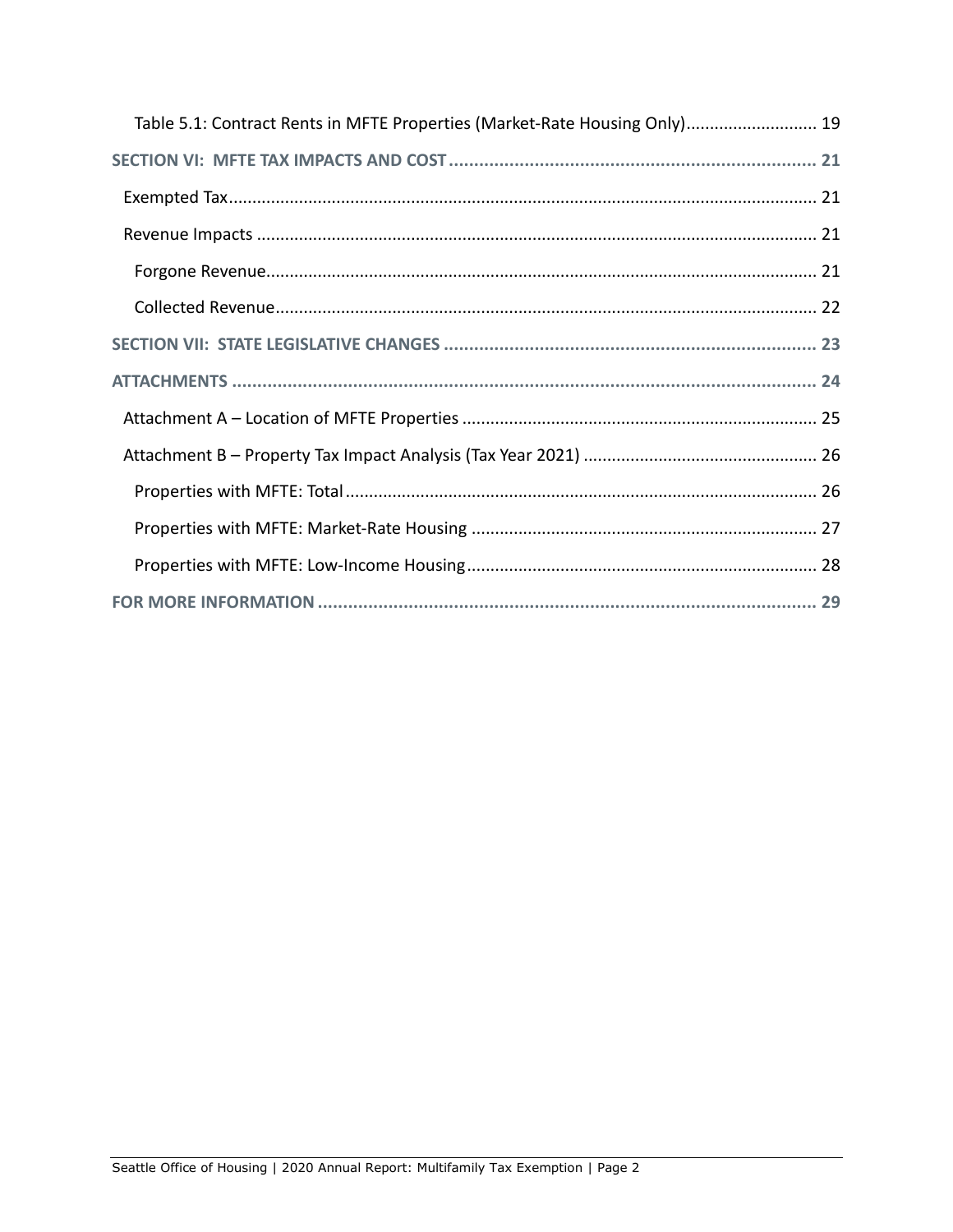Table 5.1: Contract Rents in MFTE Properties (Market-Rate Housing Only) ........................... 19

**SECTION VI: MFTE TAX IMPACTS AND COST** ........................................................................ 21

Exempted Tax ........................................................................................................................... 21

Revenue Impacts ...................................................................................................................... 21

Forgone Revenue ...................................................................................................................... 21

Collected Revenue .................................................................................................................... 22

**SECTION VII: STATE LEGISLATIVE CHANGES** .......................................................................... 23

**ATTACHMENTS** .......................................................................................................................... 24

Attachment A – Location of MFTE Properties ........................................................................... 25

Attachment B – Property Tax Impact Analysis (Tax Year 2021) ................................................. 26

Properties with MFTE: Total ...................................................................................................... 26

Properties with MFTE: Market-Rate Housing ............................................................................ 27

Properties with MFTE: Low-Income Housing ............................................................................ 28

**FOR MORE INFORMATION** ........................................................................................................ 29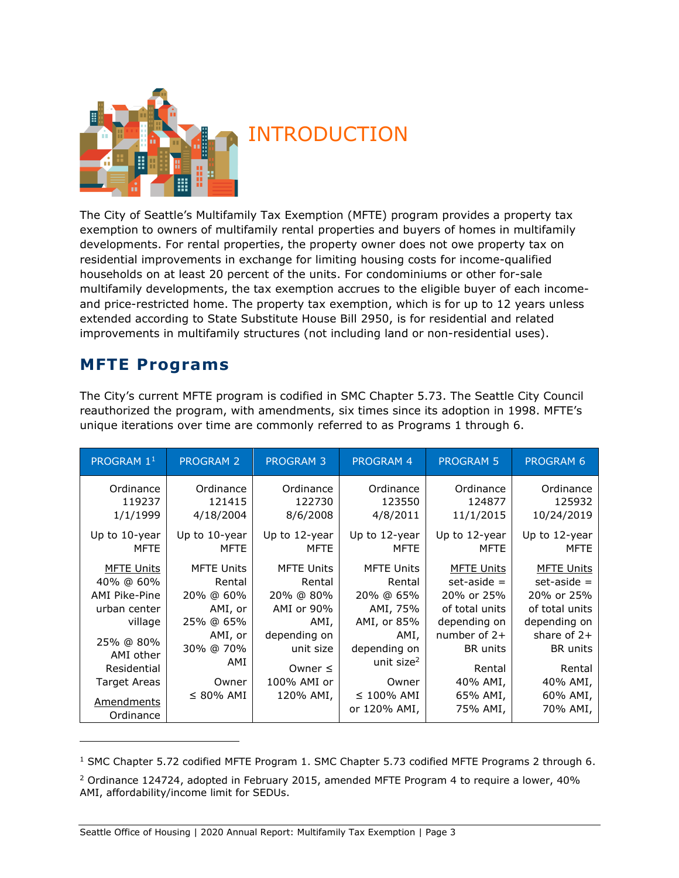# INTRODUCTION

The City of Seattle's Multifamily Tax Exemption (MFTE) program provides a property tax exemption to owners of multifamily rental properties and buyers of homes in multifamily developments. For rental properties, the property owner does not owe property tax on residential improvements in exchange for limiting housing costs for income-qualified households on at least 20 percent of the units. For condominiums or other for-sale multifamily developments, the tax exemption accrues to the eligible buyer of each income- and price-restricted home. The property tax exemption, which is for up to 12 years unless extended according to State Substitute House Bill 2950, is for residential and related improvements in multifamily structures (not including land or non-residential uses).

## MFTE Programs

The City's current MFTE program is codified in SMC Chapter 5.73. The Seattle City Council reauthorized the program, with amendments, six times since its adoption in 1998. MFTE's unique iterations over time are commonly referred to as Programs 1 through 6.

| PROGRAM 1[1] | PROGRAM 2 | PROGRAM 3 | PROGRAM 4 | PROGRAM 5 | PROGRAM 6 |
|---|---|---|---|---|---|
| Ordinance 119237 1/1/1999 | Ordinance 121415 4/18/2004 | Ordinance 122730 8/6/2008 | Ordinance 123550 4/8/2011 | Ordinance 124877 11/1/2015 | Ordinance 125932 10/24/2019 |
| Up to 10-year MFTE | Up to 10-year MFTE | Up to 12-year MFTE | Up to 12-year MFTE | Up to 12-year MFTE | Up to 12-year MFTE |
| MFTE Units 40% @ 60% AMI Pike-Pine urban center village<br><br>25% @ 80% AMI other Residential Target Areas<br><br>Amendments Ordinance | MFTE Units Rental 20% @ 60% AMI, or 25% @ 65% AMI, or 30% @ 70% AMI<br><br>Owner ≤ 80% AMI | MFTE Units Rental 20% @ 80% AMI or 90% AMI, depending on unit size<br><br>Owner ≤ 100% AMI or 120% AMI, | MFTE Units Rental 20% @ 65% AMI, 75% AMI, or 85% AMI, depending on unit size[2]<br><br>Owner ≤ 100% AMI or 120% AMI, | MFTE Units set-aside = 20% or 25% of total units depending on number of 2+ BR units<br><br>Rental 40% AMI, 65% AMI, 75% AMI, | MFTE Units set-aside = 20% or 25% of total units depending on share of 2+ BR units<br><br>Rental 40% AMI, 60% AMI, 70% AMI, |

[1] SMC Chapter 5.72 codified MFTE Program 1. SMC Chapter 5.73 codified MFTE Programs 2 through 6.

[2] Ordinance 124724, adopted in February 2015, amended MFTE Program 4 to require a lower, 40% AMI, affordability/income limit for SEDUs.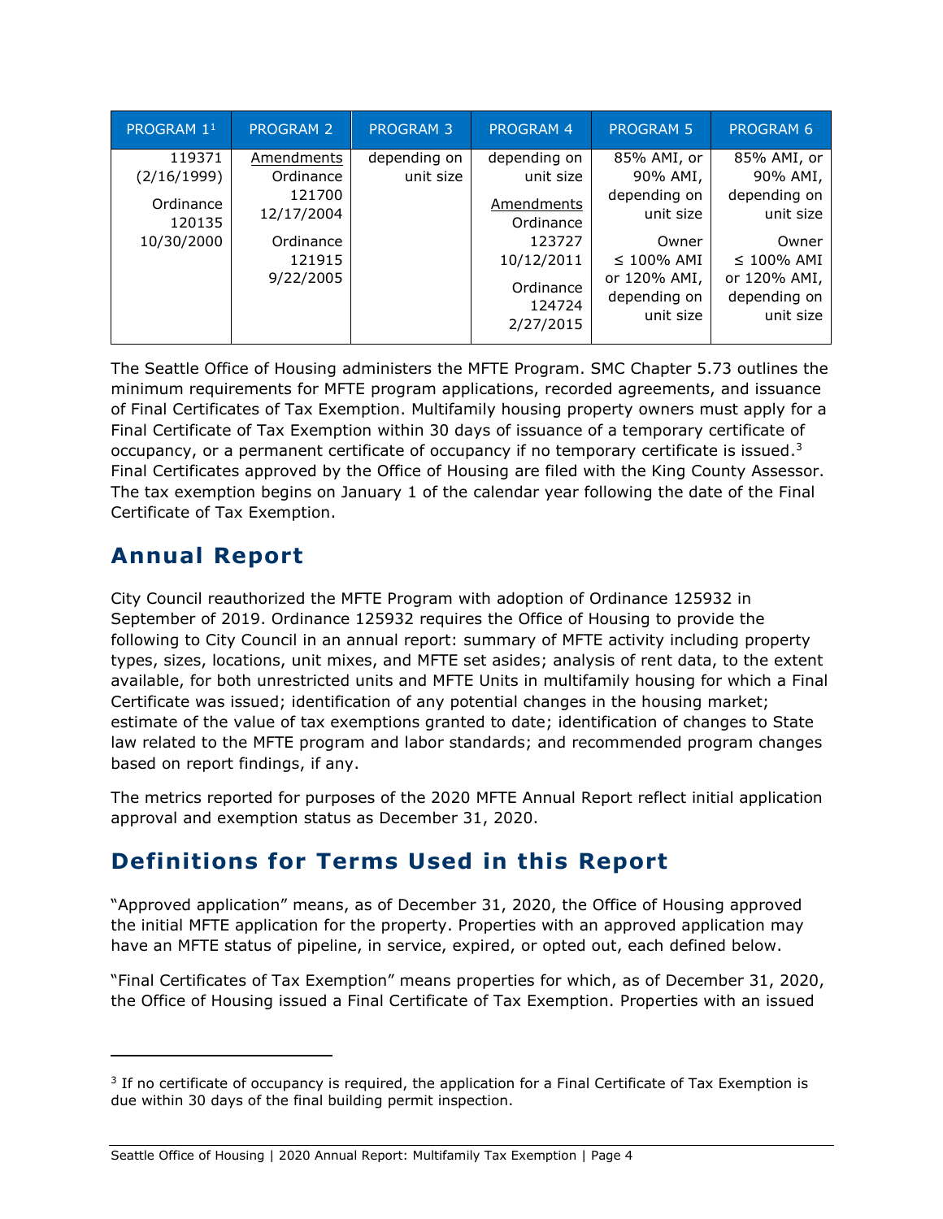| PROGRAM 1[1] | PROGRAM 2 | PROGRAM 3 | PROGRAM 4 | PROGRAM 5 | PROGRAM 6 |
|---|---|---|---|---|---|
| 119371 (2/16/1999) Ordinance 120135 10/30/2000 | Amendments Ordinance 121700 12/17/2004 Ordinance 121915 9/22/2005 | depending on unit size | depending on unit size Amendments Ordinance 123727 10/12/2011 Ordinance 124724 2/27/2015 | 85% AMI, or 90% AMI, depending on unit size Owner ≤ 100% AMI or 120% AMI, depending on unit size | 85% AMI, or 90% AMI, depending on unit size Owner ≤ 100% AMI or 120% AMI, depending on unit size |

The Seattle Office of Housing administers the MFTE Program. SMC Chapter 5.73 outlines the minimum requirements for MFTE program applications, recorded agreements, and issuance of Final Certificates of Tax Exemption. Multifamily housing property owners must apply for a Final Certificate of Tax Exemption within 30 days of issuance of a temporary certificate of occupancy, or a permanent certificate of occupancy if no temporary certificate is issued.[3] Final Certificates approved by the Office of Housing are filed with the King County Assessor. The tax exemption begins on January 1 of the calendar year following the date of the Final Certificate of Tax Exemption.

## Annual Report

City Council reauthorized the MFTE Program with adoption of Ordinance 125932 in September of 2019. Ordinance 125932 requires the Office of Housing to provide the following to City Council in an annual report: summary of MFTE activity including property types, sizes, locations, unit mixes, and MFTE set asides; analysis of rent data, to the extent available, for both unrestricted units and MFTE Units in multifamily housing for which a Final Certificate was issued; identification of any potential changes in the housing market; estimate of the value of tax exemptions granted to date; identification of changes to State law related to the MFTE program and labor standards; and recommended program changes based on report findings, if any.

The metrics reported for purposes of the 2020 MFTE Annual Report reflect initial application approval and exemption status as December 31, 2020.

## Definitions for Terms Used in this Report

"Approved application" means, as of December 31, 2020, the Office of Housing approved the initial MFTE application for the property. Properties with an approved application may have an MFTE status of pipeline, in service, expired, or opted out, each defined below.

"Final Certificates of Tax Exemption" means properties for which, as of December 31, 2020, the Office of Housing issued a Final Certificate of Tax Exemption. Properties with an issued

[3] If no certificate of occupancy is required, the application for a Final Certificate of Tax Exemption is due within 30 days of the final building permit inspection.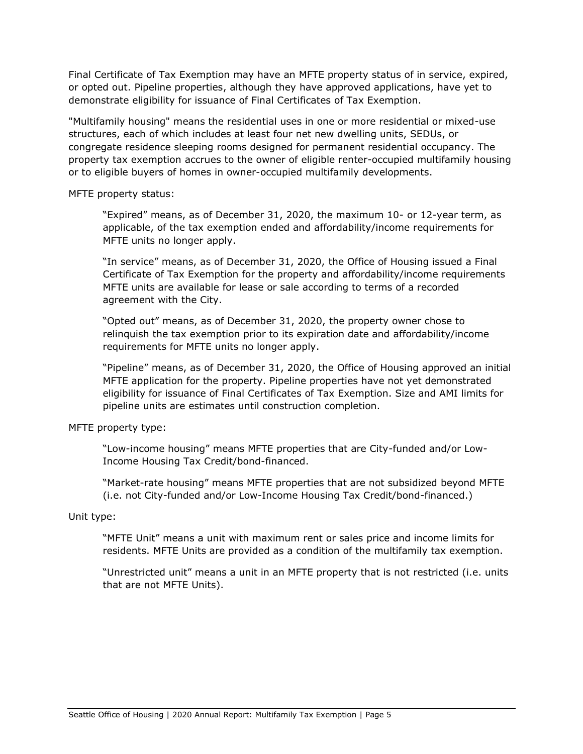Final Certificate of Tax Exemption may have an MFTE property status of in service, expired, or opted out. Pipeline properties, although they have approved applications, have yet to demonstrate eligibility for issuance of Final Certificates of Tax Exemption.

"Multifamily housing" means the residential uses in one or more residential or mixed-use structures, each of which includes at least four net new dwelling units, SEDUs, or congregate residence sleeping rooms designed for permanent residential occupancy. The property tax exemption accrues to the owner of eligible renter-occupied multifamily housing or to eligible buyers of homes in owner-occupied multifamily developments.

MFTE property status:

> "Expired" means, as of December 31, 2020, the maximum 10- or 12-year term, as applicable, of the tax exemption ended and affordability/income requirements for MFTE units no longer apply.
>
> "In service" means, as of December 31, 2020, the Office of Housing issued a Final Certificate of Tax Exemption for the property and affordability/income requirements MFTE units are available for lease or sale according to terms of a recorded agreement with the City.
>
> "Opted out" means, as of December 31, 2020, the property owner chose to relinquish the tax exemption prior to its expiration date and affordability/income requirements for MFTE units no longer apply.
>
> "Pipeline" means, as of December 31, 2020, the Office of Housing approved an initial MFTE application for the property. Pipeline properties have not yet demonstrated eligibility for issuance of Final Certificates of Tax Exemption. Size and AMI limits for pipeline units are estimates until construction completion.

MFTE property type:

> "Low-income housing" means MFTE properties that are City-funded and/or Low-Income Housing Tax Credit/bond-financed.
>
> "Market-rate housing" means MFTE properties that are not subsidized beyond MFTE (i.e. not City-funded and/or Low-Income Housing Tax Credit/bond-financed.)

Unit type:

> "MFTE Unit" means a unit with maximum rent or sales price and income limits for residents. MFTE Units are provided as a condition of the multifamily tax exemption.
>
> "Unrestricted unit" means a unit in an MFTE property that is not restricted (i.e. units that are not MFTE Units).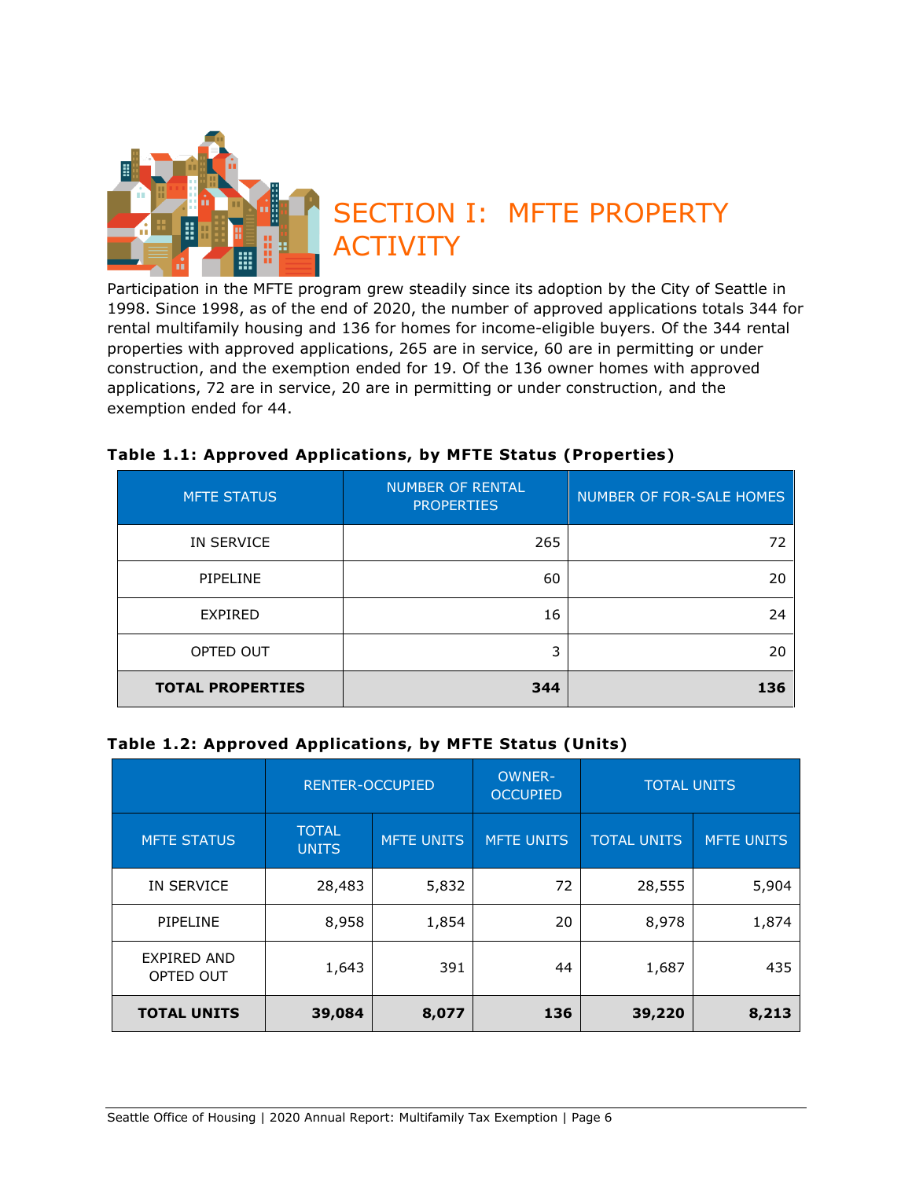# SECTION I: MFTE PROPERTY ACTIVITY

Participation in the MFTE program grew steadily since its adoption by the City of Seattle in 1998. Since 1998, as of the end of 2020, the number of approved applications totals 344 for rental multifamily housing and 136 for homes for income-eligible buyers. Of the 344 rental properties with approved applications, 265 are in service, 60 are in permitting or under construction, and the exemption ended for 19. Of the 136 owner homes with approved applications, 72 are in service, 20 are in permitting or under construction, and the exemption ended for 44.

**Table 1.1: Approved Applications, by MFTE Status (Properties)**

| MFTE STATUS | NUMBER OF RENTAL PROPERTIES | NUMBER OF FOR-SALE HOMES |
|---|---|---|
| IN SERVICE | 265 | 72 |
| PIPELINE | 60 | 20 |
| EXPIRED | 16 | 24 |
| OPTED OUT | 3 | 20 |
| **TOTAL PROPERTIES** | **344** | **136** |

**Table 1.2: Approved Applications, by MFTE Status (Units)**

| | RENTER-OCCUPIED | | OWNER-OCCUPIED | TOTAL UNITS | |
|---|---|---|---|---|---|
| MFTE STATUS | TOTAL UNITS | MFTE UNITS | MFTE UNITS | TOTAL UNITS | MFTE UNITS |
| IN SERVICE | 28,483 | 5,832 | 72 | 28,555 | 5,904 |
| PIPELINE | 8,958 | 1,854 | 20 | 8,978 | 1,874 |
| EXPIRED AND OPTED OUT | 1,643 | 391 | 44 | 1,687 | 435 |
| **TOTAL UNITS** | **39,084** | **8,077** | **136** | **39,220** | **8,213** |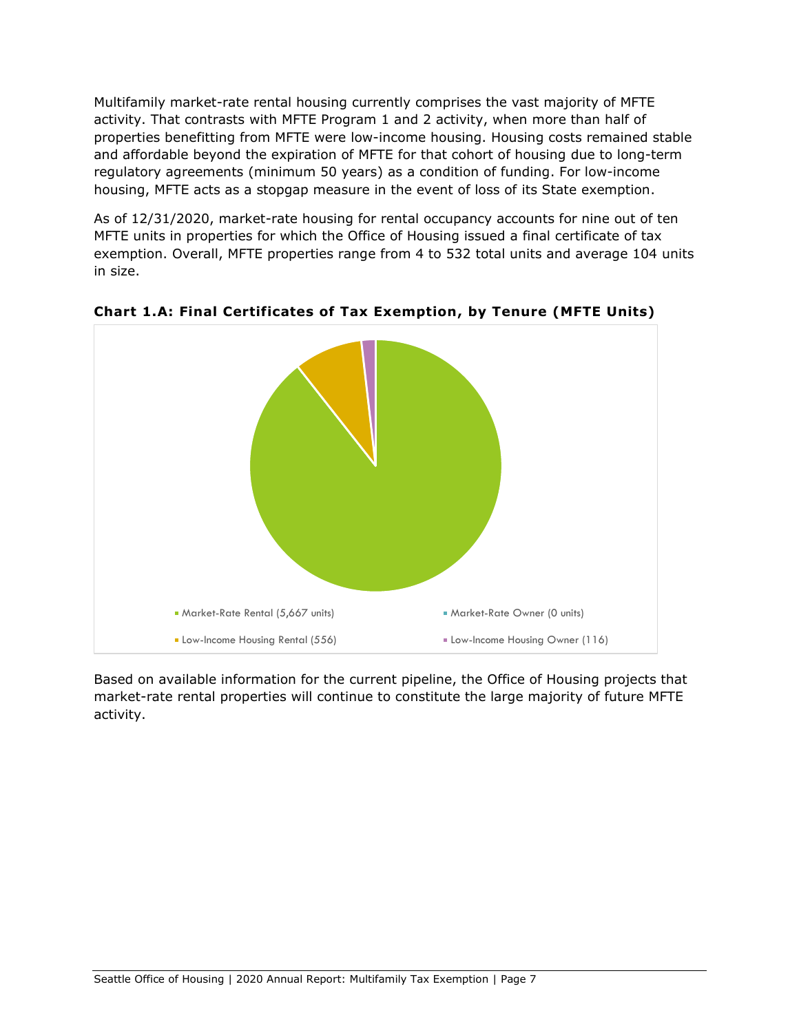Multifamily market-rate rental housing currently comprises the vast majority of MFTE activity. That contrasts with MFTE Program 1 and 2 activity, when more than half of properties benefitting from MFTE were low-income housing. Housing costs remained stable and affordable beyond the expiration of MFTE for that cohort of housing due to long-term regulatory agreements (minimum 50 years) as a condition of funding. For low-income housing, MFTE acts as a stopgap measure in the event of loss of its State exemption.

As of 12/31/2020, market-rate housing for rental occupancy accounts for nine out of ten MFTE units in properties for which the Office of Housing issued a final certificate of tax exemption. Overall, MFTE properties range from 4 to 532 total units and average 104 units in size.

**Chart 1.A: Final Certificates of Tax Exemption, by Tenure (MFTE Units)**

- Market-Rate Rental (5,667 units)
- Market-Rate Owner (0 units)
- Low-Income Housing Rental (556)
- Low-Income Housing Owner (116)

Based on available information for the current pipeline, the Office of Housing projects that market-rate rental properties will continue to constitute the large majority of future MFTE activity.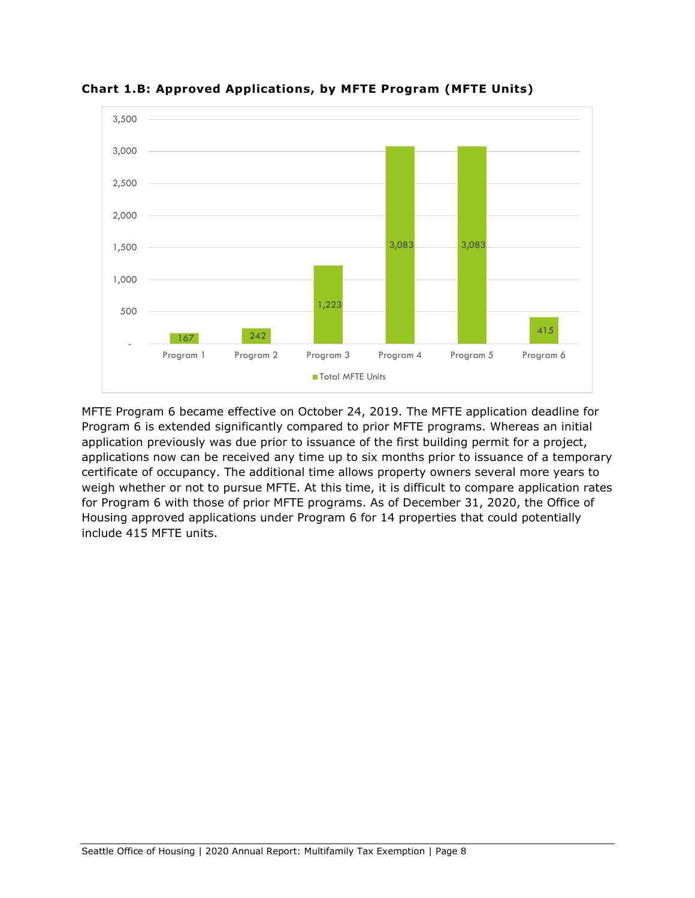**Chart 1.B: Approved Applications, by MFTE Program (MFTE Units)**

| | Total MFTE Units |
|---|---|
| Program 1 | 167 |
| Program 2 | 242 |
| Program 3 | 1,223 |
| Program 4 | 3,083 |
| Program 5 | 3,083 |
| Program 6 | 415 |

MFTE Program 6 became effective on October 24, 2019. The MFTE application deadline for Program 6 is extended significantly compared to prior MFTE programs. Whereas an initial application previously was due prior to issuance of the first building permit for a project, applications now can be received any time up to six months prior to issuance of a temporary certificate of occupancy. The additional time allows property owners several more years to weigh whether or not to pursue MFTE. At this time, it is difficult to compare application rates for Program 6 with those of prior MFTE programs. As of December 31, 2020, the Office of Housing approved applications under Program 6 for 14 properties that could potentially include 415 MFTE units.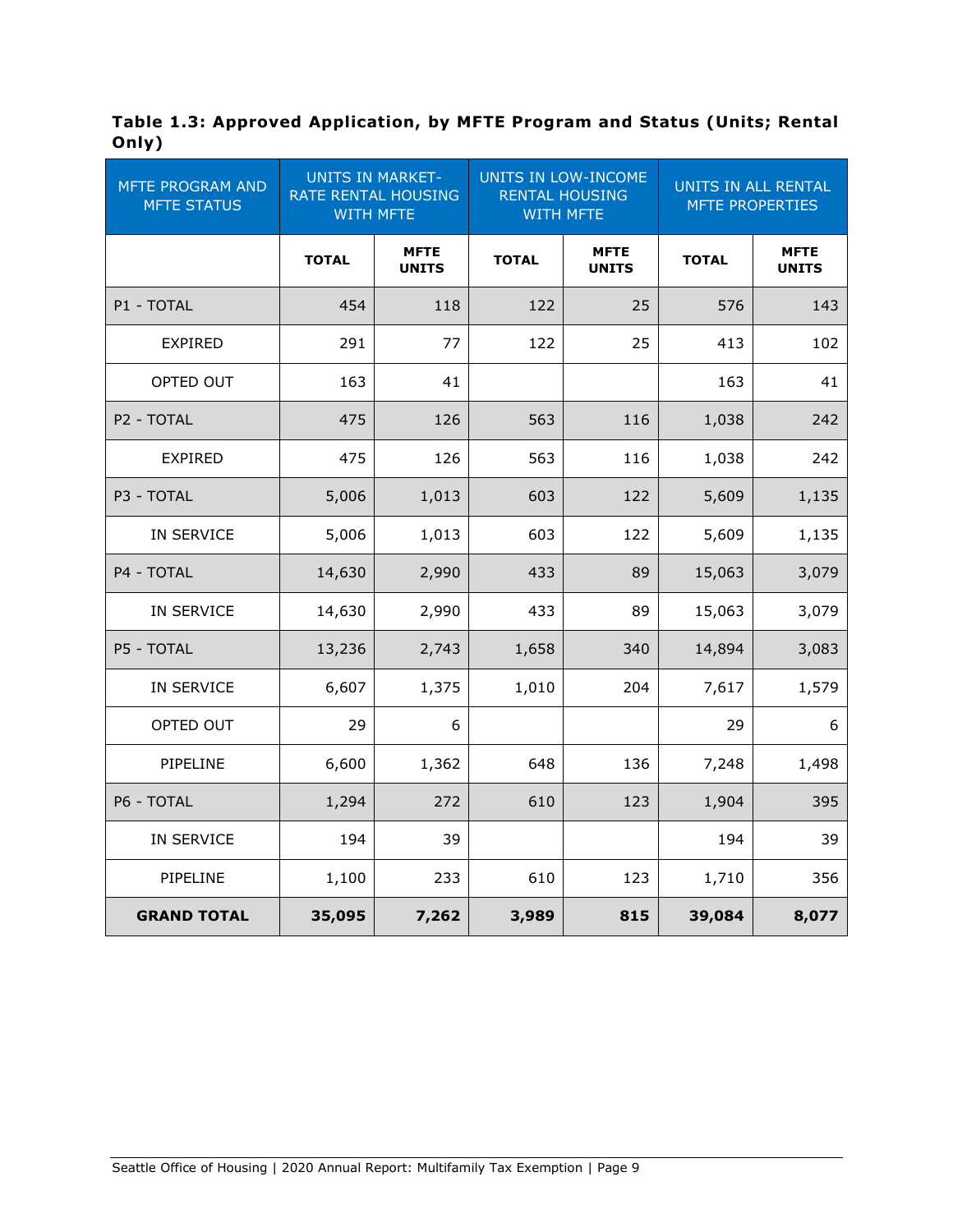**Table 1.3: Approved Application, by MFTE Program and Status (Units; Rental Only)**

| MFTE PROGRAM AND MFTE STATUS | UNITS IN MARKET-RATE RENTAL HOUSING WITH MFTE | | UNITS IN LOW-INCOME RENTAL HOUSING WITH MFTE | | UNITS IN ALL RENTAL MFTE PROPERTIES | |
|---|---|---|---|---|---|---|
| | **TOTAL** | **MFTE UNITS** | **TOTAL** | **MFTE UNITS** | **TOTAL** | **MFTE UNITS** |
| P1 - TOTAL | 454 | 118 | 122 | 25 | 576 | 143 |
| EXPIRED | 291 | 77 | 122 | 25 | 413 | 102 |
| OPTED OUT | 163 | 41 | | | 163 | 41 |
| P2 - TOTAL | 475 | 126 | 563 | 116 | 1,038 | 242 |
| EXPIRED | 475 | 126 | 563 | 116 | 1,038 | 242 |
| P3 - TOTAL | 5,006 | 1,013 | 603 | 122 | 5,609 | 1,135 |
| IN SERVICE | 5,006 | 1,013 | 603 | 122 | 5,609 | 1,135 |
| P4 - TOTAL | 14,630 | 2,990 | 433 | 89 | 15,063 | 3,079 |
| IN SERVICE | 14,630 | 2,990 | 433 | 89 | 15,063 | 3,079 |
| P5 - TOTAL | 13,236 | 2,743 | 1,658 | 340 | 14,894 | 3,083 |
| IN SERVICE | 6,607 | 1,375 | 1,010 | 204 | 7,617 | 1,579 |
| OPTED OUT | 29 | 6 | | | 29 | 6 |
| PIPELINE | 6,600 | 1,362 | 648 | 136 | 7,248 | 1,498 |
| P6 - TOTAL | 1,294 | 272 | 610 | 123 | 1,904 | 395 |
| IN SERVICE | 194 | 39 | | | 194 | 39 |
| PIPELINE | 1,100 | 233 | 610 | 123 | 1,710 | 356 |
| **GRAND TOTAL** | **35,095** | **7,262** | **3,989** | **815** | **39,084** | **8,077** |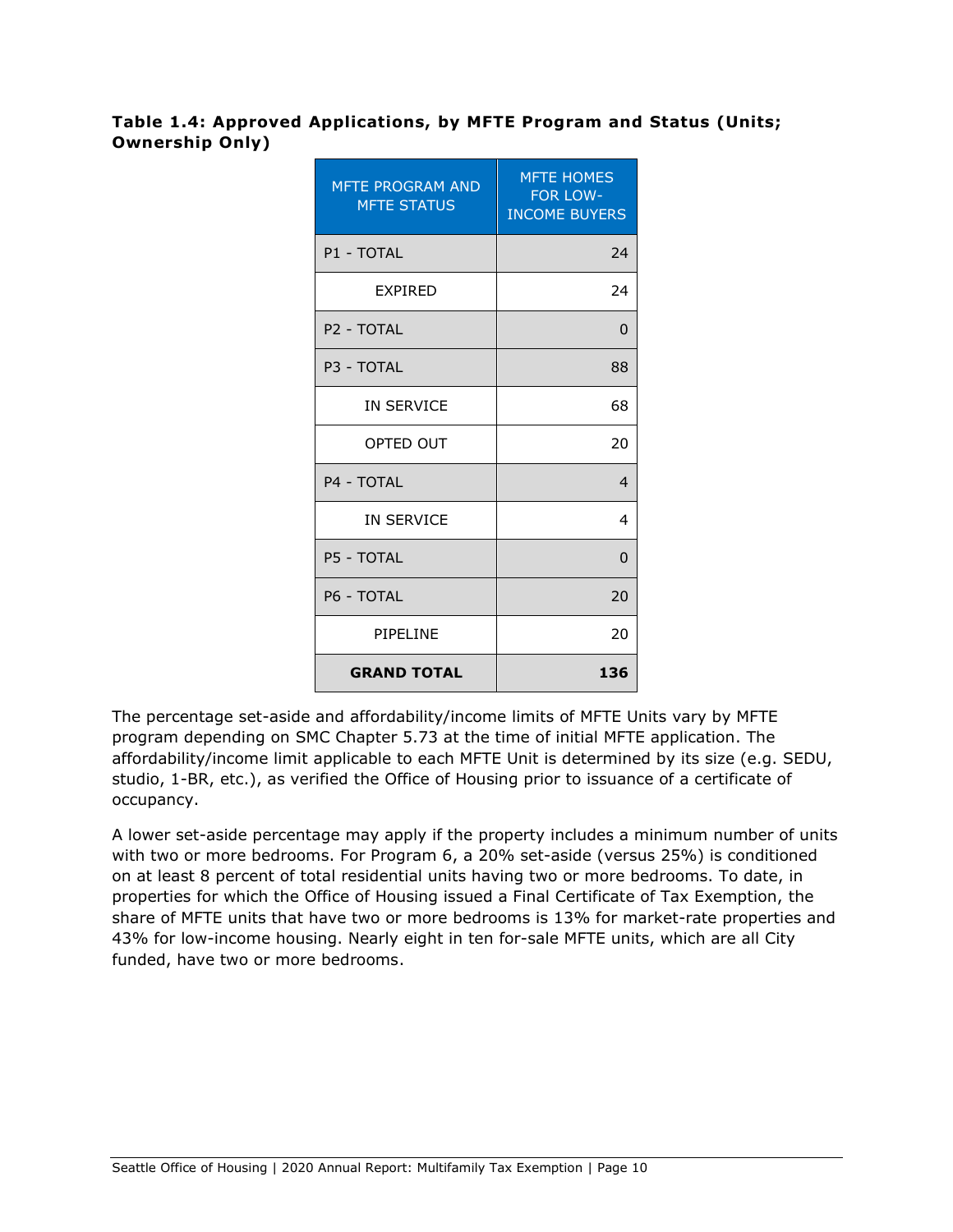**Table 1.4: Approved Applications, by MFTE Program and Status (Units; Ownership Only)**

| MFTE PROGRAM AND MFTE STATUS | MFTE HOMES FOR LOW-INCOME BUYERS |
|---|---|
| P1 - TOTAL | 24 |
| EXPIRED | 24 |
| P2 - TOTAL | 0 |
| P3 - TOTAL | 88 |
| IN SERVICE | 68 |
| OPTED OUT | 20 |
| P4 - TOTAL | 4 |
| IN SERVICE | 4 |
| P5 - TOTAL | 0 |
| P6 - TOTAL | 20 |
| PIPELINE | 20 |
| **GRAND TOTAL** | **136** |

The percentage set-aside and affordability/income limits of MFTE Units vary by MFTE program depending on SMC Chapter 5.73 at the time of initial MFTE application. The affordability/income limit applicable to each MFTE Unit is determined by its size (e.g. SEDU, studio, 1-BR, etc.), as verified the Office of Housing prior to issuance of a certificate of occupancy.

A lower set-aside percentage may apply if the property includes a minimum number of units with two or more bedrooms. For Program 6, a 20% set-aside (versus 25%) is conditioned on at least 8 percent of total residential units having two or more bedrooms. To date, in properties for which the Office of Housing issued a Final Certificate of Tax Exemption, the share of MFTE units that have two or more bedrooms is 13% for market-rate properties and 43% for low-income housing. Nearly eight in ten for-sale MFTE units, which are all City funded, have two or more bedrooms.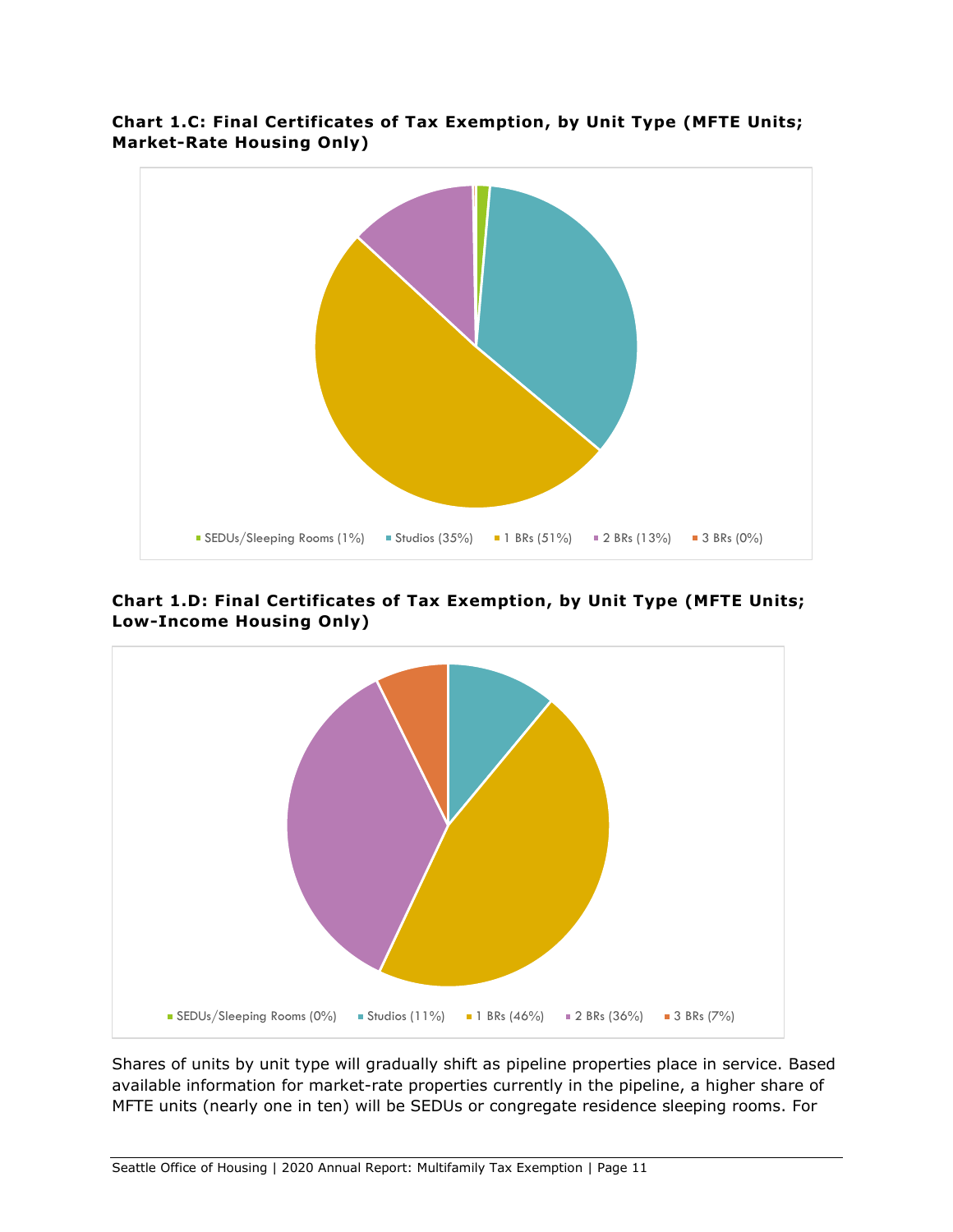**Chart 1.C: Final Certificates of Tax Exemption, by Unit Type (MFTE Units; Market-Rate Housing Only)**

SEDUs/Sleeping Rooms (1%) | Studios (35%) | 1 BRs (51%) | 2 BRs (13%) | 3 BRs (0%)

**Chart 1.D: Final Certificates of Tax Exemption, by Unit Type (MFTE Units; Low-Income Housing Only)**

SEDUs/Sleeping Rooms (0%) | Studios (11%) | 1 BRs (46%) | 2 BRs (36%) | 3 BRs (7%)

Shares of units by unit type will gradually shift as pipeline properties place in service. Based available information for market-rate properties currently in the pipeline, a higher share of MFTE units (nearly one in ten) will be SEDUs or congregate residence sleeping rooms. For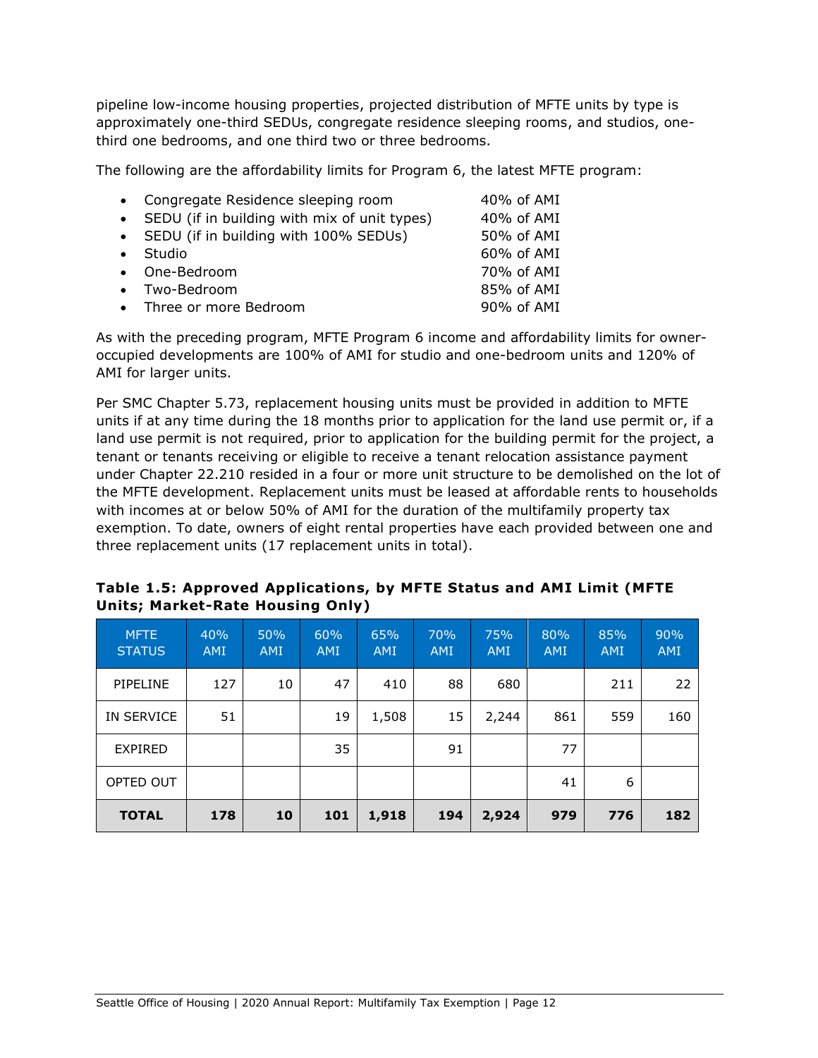pipeline low-income housing properties, projected distribution of MFTE units by type is approximately one-third SEDUs, congregate residence sleeping rooms, and studios, one-third one bedrooms, and one third two or three bedrooms.

The following are the affordability limits for Program 6, the latest MFTE program:

- Congregate Residence sleeping room — 40% of AMI
- SEDU (if in building with mix of unit types) — 40% of AMI
- SEDU (if in building with 100% SEDUs) — 50% of AMI
- Studio — 60% of AMI
- One-Bedroom — 70% of AMI
- Two-Bedroom — 85% of AMI
- Three or more Bedroom — 90% of AMI

As with the preceding program, MFTE Program 6 income and affordability limits for owner-occupied developments are 100% of AMI for studio and one-bedroom units and 120% of AMI for larger units.

Per SMC Chapter 5.73, replacement housing units must be provided in addition to MFTE units if at any time during the 18 months prior to application for the land use permit or, if a land use permit is not required, prior to application for the building permit for the project, a tenant or tenants receiving or eligible to receive a tenant relocation assistance payment under Chapter 22.210 resided in a four or more unit structure to be demolished on the lot of the MFTE development. Replacement units must be leased at affordable rents to households with incomes at or below 50% of AMI for the duration of the multifamily property tax exemption. To date, owners of eight rental properties have each provided between one and three replacement units (17 replacement units in total).

**Table 1.5: Approved Applications, by MFTE Status and AMI Limit (MFTE Units; Market-Rate Housing Only)**

| MFTE STATUS | 40% AMI | 50% AMI | 60% AMI | 65% AMI | 70% AMI | 75% AMI | 80% AMI | 85% AMI | 90% AMI |
|---|---|---|---|---|---|---|---|---|---|
| PIPELINE | 127 | 10 | 47 | 410 | 88 | 680 | | 211 | 22 |
| IN SERVICE | 51 | | 19 | 1,508 | 15 | 2,244 | 861 | 559 | 160 |
| EXPIRED | | | 35 | | 91 | | 77 | | |
| OPTED OUT | | | | | | | 41 | 6 | |
| **TOTAL** | **178** | **10** | **101** | **1,918** | **194** | **2,924** | **979** | **776** | **182** |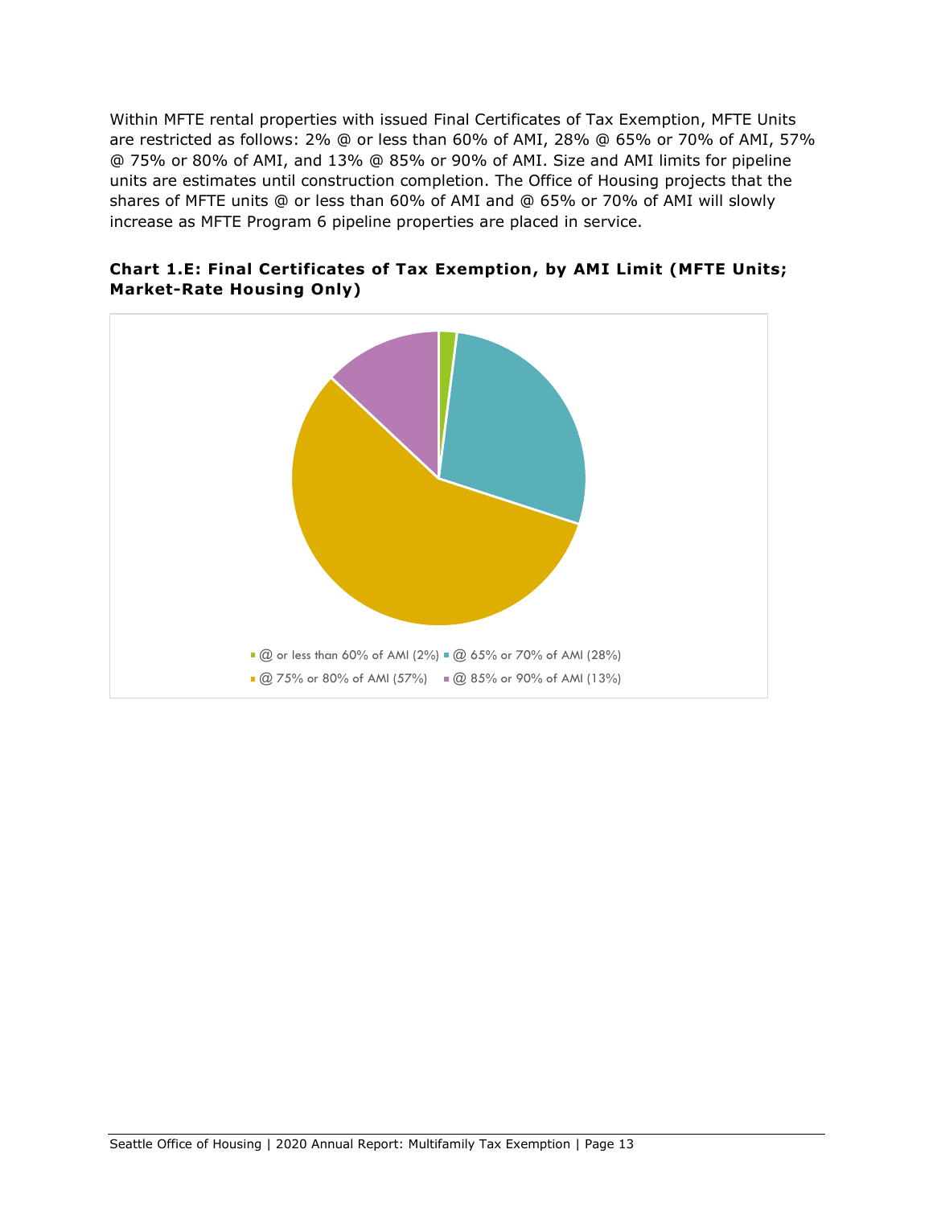Within MFTE rental properties with issued Final Certificates of Tax Exemption, MFTE Units are restricted as follows: 2% @ or less than 60% of AMI, 28% @ 65% or 70% of AMI, 57% @ 75% or 80% of AMI, and 13% @ 85% or 90% of AMI. Size and AMI limits for pipeline units are estimates until construction completion. The Office of Housing projects that the shares of MFTE units @ or less than 60% of AMI and @ 65% or 70% of AMI will slowly increase as MFTE Program 6 pipeline properties are placed in service.

**Chart 1.E: Final Certificates of Tax Exemption, by AMI Limit (MFTE Units; Market-Rate Housing Only)**

| AMI Limit | Share |
| --- | --- |
| @ or less than 60% of AMI | 2% |
| @ 65% or 70% of AMI | 28% |
| @ 75% or 80% of AMI | 57% |
| @ 85% or 90% of AMI | 13% |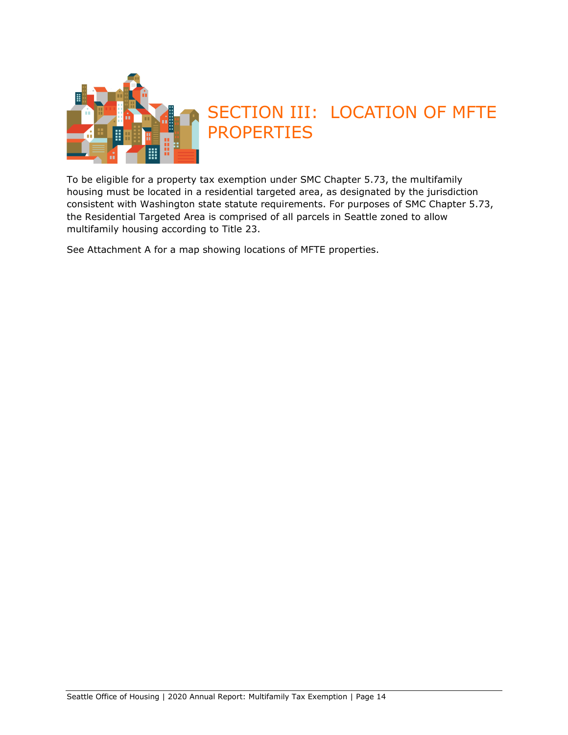# SECTION III: LOCATION OF MFTE PROPERTIES

To be eligible for a property tax exemption under SMC Chapter 5.73, the multifamily housing must be located in a residential targeted area, as designated by the jurisdiction consistent with Washington state statute requirements. For purposes of SMC Chapter 5.73, the Residential Targeted Area is comprised of all parcels in Seattle zoned to allow multifamily housing according to Title 23.

See Attachment A for a map showing locations of MFTE properties.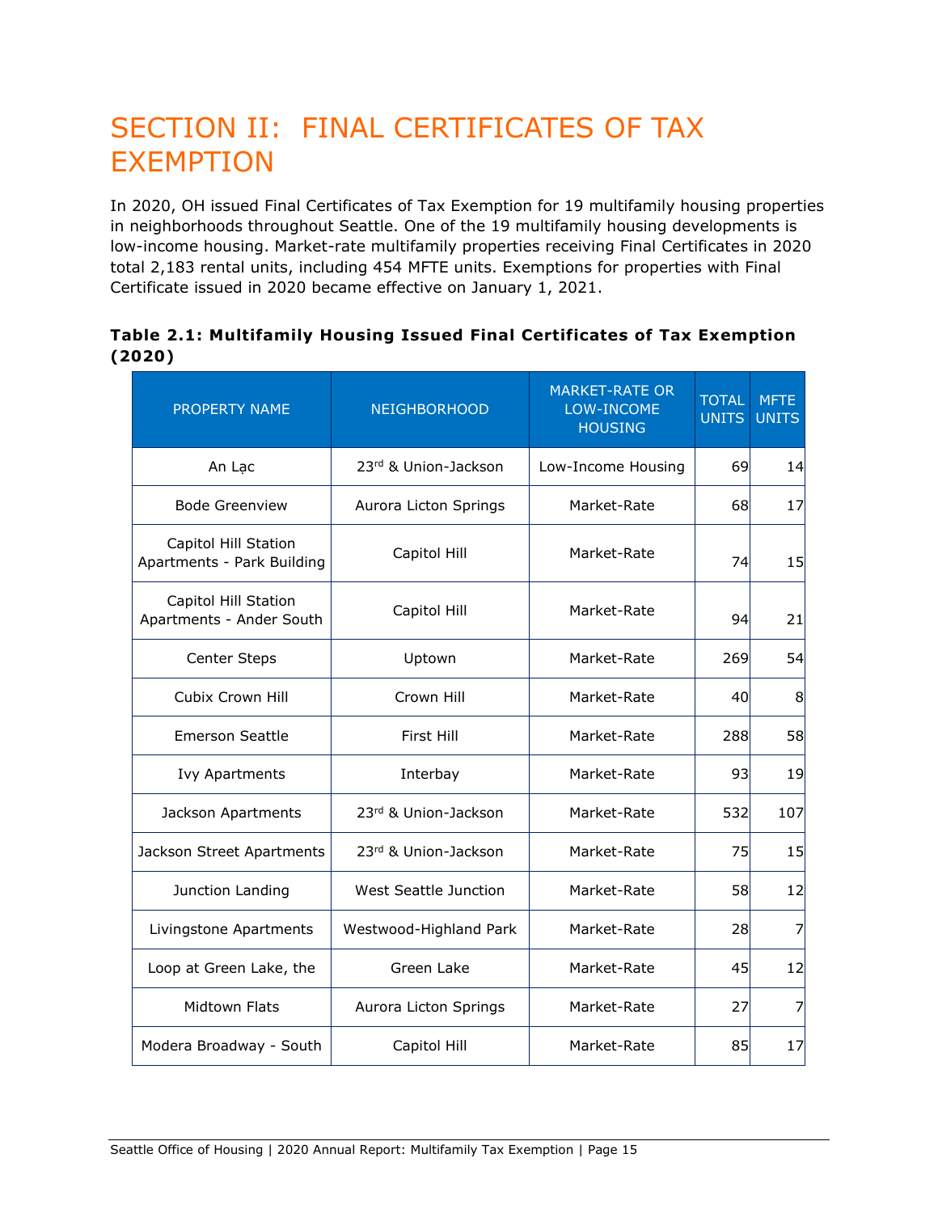# SECTION II: FINAL CERTIFICATES OF TAX EXEMPTION

In 2020, OH issued Final Certificates of Tax Exemption for 19 multifamily housing properties in neighborhoods throughout Seattle. One of the 19 multifamily housing developments is low-income housing. Market-rate multifamily properties receiving Final Certificates in 2020 total 2,183 rental units, including 454 MFTE units. Exemptions for properties with Final Certificate issued in 2020 became effective on January 1, 2021.

**Table 2.1: Multifamily Housing Issued Final Certificates of Tax Exemption (2020)**

| PROPERTY NAME | NEIGHBORHOOD | MARKET-RATE OR LOW-INCOME HOUSING | TOTAL UNITS | MFTE UNITS |
|---|---|---|---|---|
| An Lạc | 23rd & Union-Jackson | Low-Income Housing | 69 | 14 |
| Bode Greenview | Aurora Licton Springs | Market-Rate | 68 | 17 |
| Capitol Hill Station Apartments - Park Building | Capitol Hill | Market-Rate | 74 | 15 |
| Capitol Hill Station Apartments - Ander South | Capitol Hill | Market-Rate | 94 | 21 |
| Center Steps | Uptown | Market-Rate | 269 | 54 |
| Cubix Crown Hill | Crown Hill | Market-Rate | 40 | 8 |
| Emerson Seattle | First Hill | Market-Rate | 288 | 58 |
| Ivy Apartments | Interbay | Market-Rate | 93 | 19 |
| Jackson Apartments | 23rd & Union-Jackson | Market-Rate | 532 | 107 |
| Jackson Street Apartments | 23rd & Union-Jackson | Market-Rate | 75 | 15 |
| Junction Landing | West Seattle Junction | Market-Rate | 58 | 12 |
| Livingstone Apartments | Westwood-Highland Park | Market-Rate | 28 | 7 |
| Loop at Green Lake, the | Green Lake | Market-Rate | 45 | 12 |
| Midtown Flats | Aurora Licton Springs | Market-Rate | 27 | 7 |
| Modera Broadway - South | Capitol Hill | Market-Rate | 85 | 17 |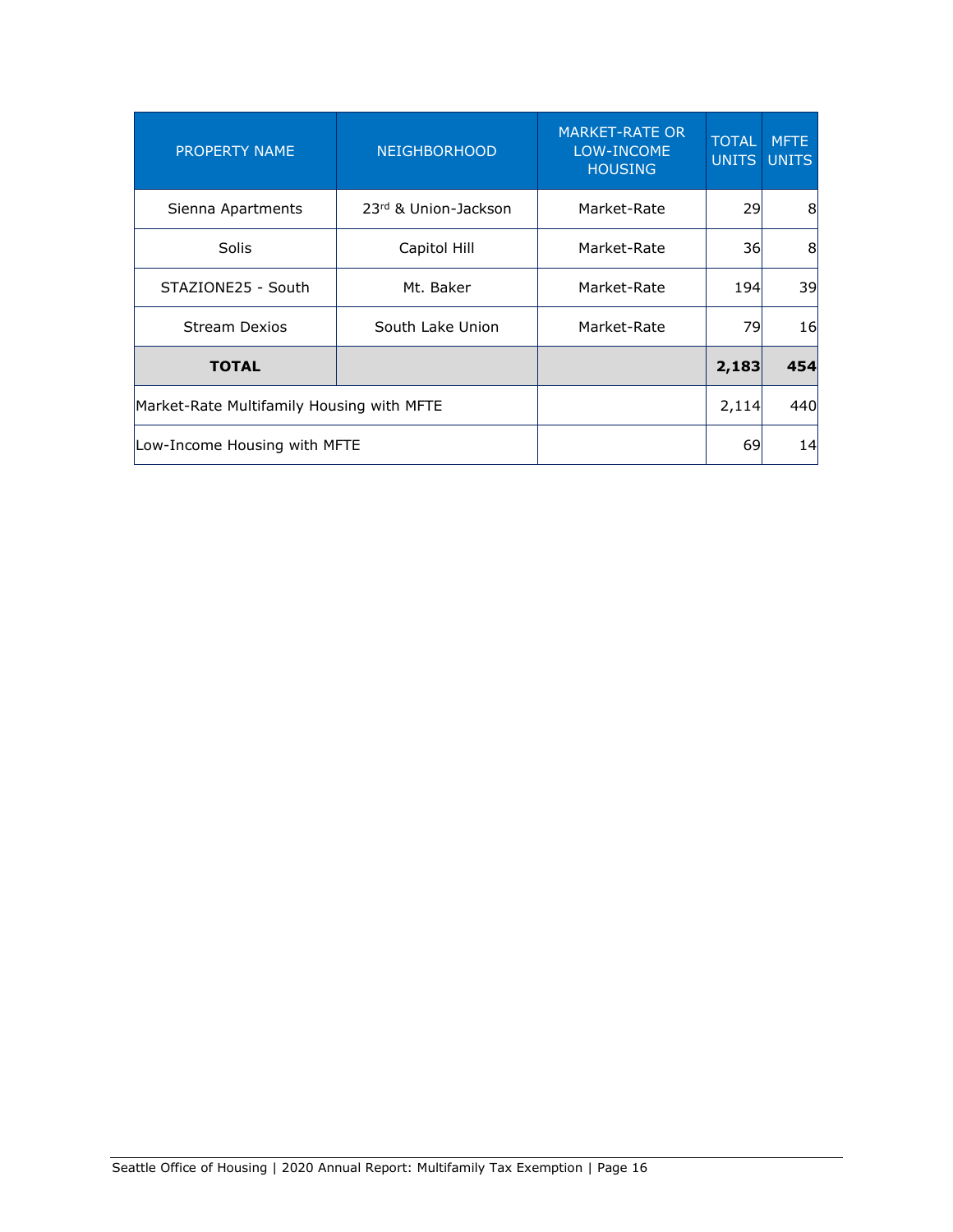| PROPERTY NAME | NEIGHBORHOOD | MARKET-RATE OR LOW-INCOME HOUSING | TOTAL UNITS | MFTE UNITS |
|---|---|---|---|---|
| Sienna Apartments | 23rd & Union-Jackson | Market-Rate | 29 | 8 |
| Solis | Capitol Hill | Market-Rate | 36 | 8 |
| STAZIONE25 - South | Mt. Baker | Market-Rate | 194 | 39 |
| Stream Dexios | South Lake Union | Market-Rate | 79 | 16 |
| **TOTAL** | | | **2,183** | **454** |
| Market-Rate Multifamily Housing with MFTE | | | 2,114 | 440 |
| Low-Income Housing with MFTE | | | 69 | 14 |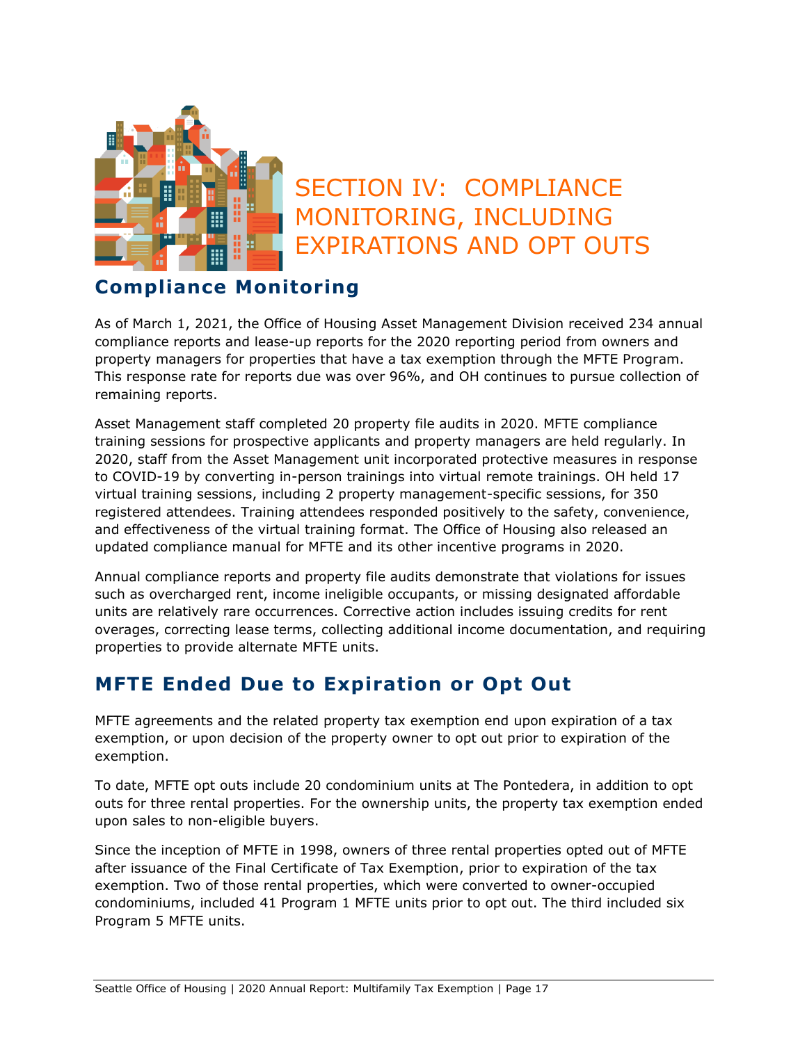# SECTION IV: COMPLIANCE MONITORING, INCLUDING EXPIRATIONS AND OPT OUTS

## Compliance Monitoring

As of March 1, 2021, the Office of Housing Asset Management Division received 234 annual compliance reports and lease-up reports for the 2020 reporting period from owners and property managers for properties that have a tax exemption through the MFTE Program. This response rate for reports due was over 96%, and OH continues to pursue collection of remaining reports.

Asset Management staff completed 20 property file audits in 2020. MFTE compliance training sessions for prospective applicants and property managers are held regularly. In 2020, staff from the Asset Management unit incorporated protective measures in response to COVID-19 by converting in-person trainings into virtual remote trainings. OH held 17 virtual training sessions, including 2 property management-specific sessions, for 350 registered attendees. Training attendees responded positively to the safety, convenience, and effectiveness of the virtual training format. The Office of Housing also released an updated compliance manual for MFTE and its other incentive programs in 2020.

Annual compliance reports and property file audits demonstrate that violations for issues such as overcharged rent, income ineligible occupants, or missing designated affordable units are relatively rare occurrences. Corrective action includes issuing credits for rent overages, correcting lease terms, collecting additional income documentation, and requiring properties to provide alternate MFTE units.

## MFTE Ended Due to Expiration or Opt Out

MFTE agreements and the related property tax exemption end upon expiration of a tax exemption, or upon decision of the property owner to opt out prior to expiration of the exemption.

To date, MFTE opt outs include 20 condominium units at The Pontedera, in addition to opt outs for three rental properties. For the ownership units, the property tax exemption ended upon sales to non-eligible buyers.

Since the inception of MFTE in 1998, owners of three rental properties opted out of MFTE after issuance of the Final Certificate of Tax Exemption, prior to expiration of the tax exemption. Two of those rental properties, which were converted to owner-occupied condominiums, included 41 Program 1 MFTE units prior to opt out. The third included six Program 5 MFTE units.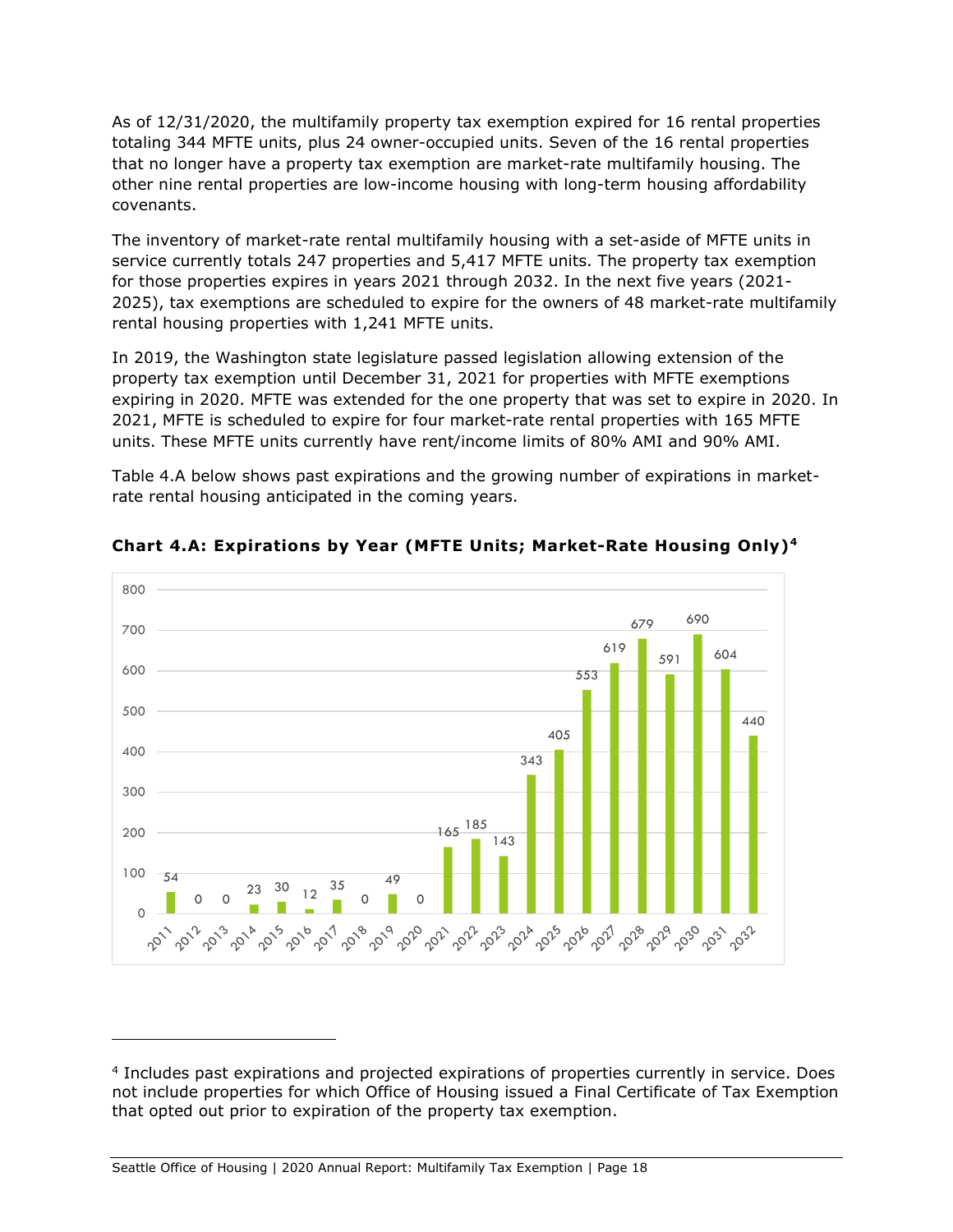As of 12/31/2020, the multifamily property tax exemption expired for 16 rental properties totaling 344 MFTE units, plus 24 owner-occupied units. Seven of the 16 rental properties that no longer have a property tax exemption are market-rate multifamily housing. The other nine rental properties are low-income housing with long-term housing affordability covenants.

The inventory of market-rate rental multifamily housing with a set-aside of MFTE units in service currently totals 247 properties and 5,417 MFTE units. The property tax exemption for those properties expires in years 2021 through 2032. In the next five years (2021-2025), tax exemptions are scheduled to expire for the owners of 48 market-rate multifamily rental housing properties with 1,241 MFTE units.

In 2019, the Washington state legislature passed legislation allowing extension of the property tax exemption until December 31, 2021 for properties with MFTE exemptions expiring in 2020. MFTE was extended for the one property that was set to expire in 2020. In 2021, MFTE is scheduled to expire for four market-rate rental properties with 165 MFTE units. These MFTE units currently have rent/income limits of 80% AMI and 90% AMI.

Table 4.A below shows past expirations and the growing number of expirations in market-rate rental housing anticipated in the coming years.

**Chart 4.A: Expirations by Year (MFTE Units; Market-Rate Housing Only)[4]**

| Year | MFTE Units |
|---|---|
| 2011 | 54 |
| 2012 | 0 |
| 2013 | 0 |
| 2014 | 23 |
| 2015 | 30 |
| 2016 | 12 |
| 2017 | 35 |
| 2018 | 0 |
| 2019 | 49 |
| 2020 | 0 |
| 2021 | 165 |
| 2022 | 185 |
| 2023 | 143 |
| 2024 | 343 |
| 2025 | 405 |
| 2026 | 553 |
| 2027 | 619 |
| 2028 | 679 |
| 2029 | 591 |
| 2030 | 690 |
| 2031 | 604 |
| 2032 | 440 |

[4] Includes past expirations and projected expirations of properties currently in service. Does not include properties for which Office of Housing issued a Final Certificate of Tax Exemption that opted out prior to expiration of the property tax exemption.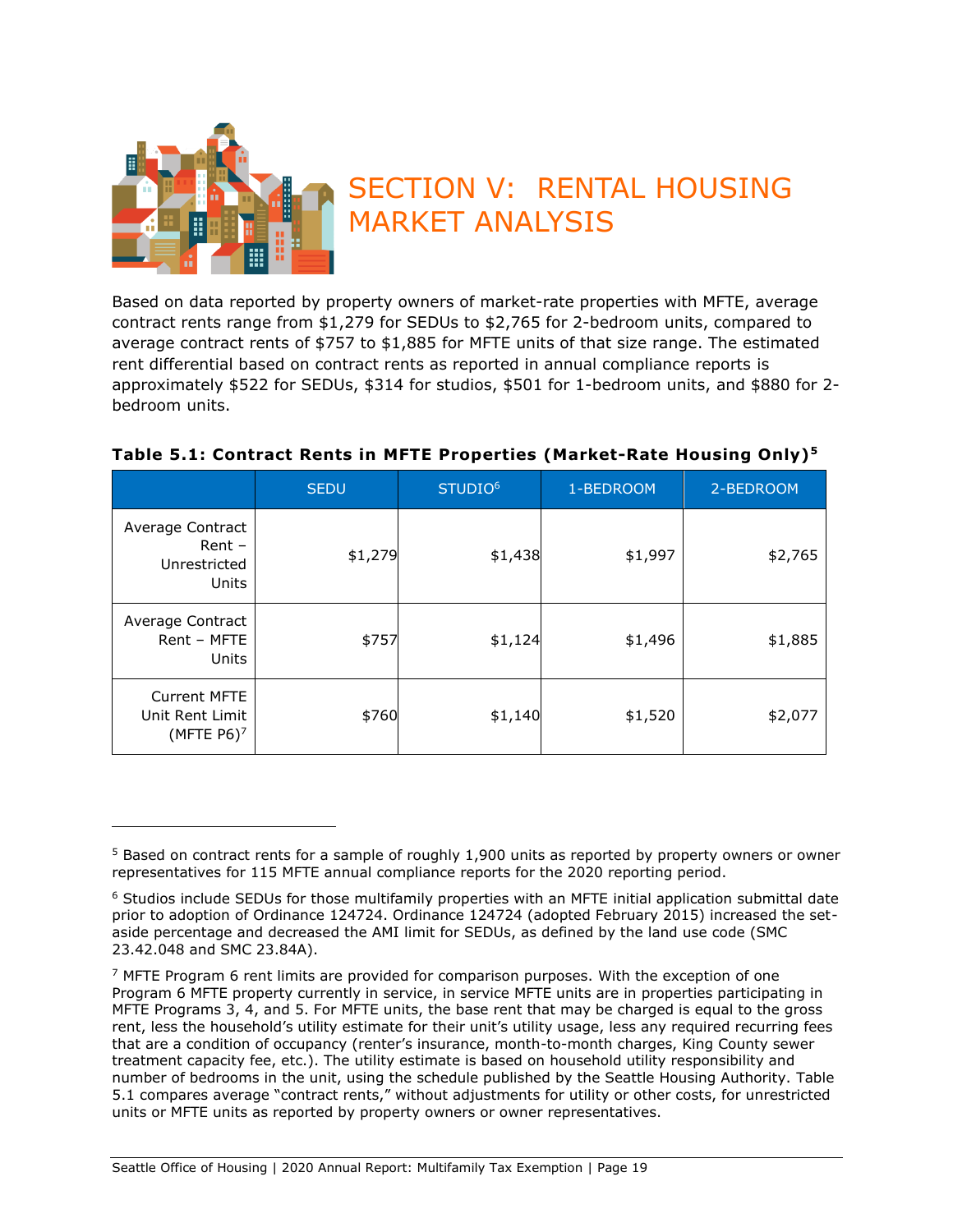# SECTION V: RENTAL HOUSING MARKET ANALYSIS

Based on data reported by property owners of market-rate properties with MFTE, average contract rents range from $1,279 for SEDUs to $2,765 for 2-bedroom units, compared to average contract rents of $757 to $1,885 for MFTE units of that size range. The estimated rent differential based on contract rents as reported in annual compliance reports is approximately $522 for SEDUs, $314 for studios, $501 for 1-bedroom units, and $880 for 2-bedroom units.

**Table 5.1: Contract Rents in MFTE Properties (Market-Rate Housing Only)[5]**

| | SEDU | STUDIO[6] | 1-BEDROOM | 2-BEDROOM |
|---|---|---|---|---|
| Average Contract Rent – Unrestricted Units | $1,279 | $1,438 | $1,997 | $2,765 |
| Average Contract Rent – MFTE Units | $757 | $1,124 | $1,496 | $1,885 |
| Current MFTE Unit Rent Limit (MFTE P6)[7] | $760 | $1,140 | $1,520 | $2,077 |

[5] Based on contract rents for a sample of roughly 1,900 units as reported by property owners or owner representatives for 115 MFTE annual compliance reports for the 2020 reporting period.

[6] Studios include SEDUs for those multifamily properties with an MFTE initial application submittal date prior to adoption of Ordinance 124724. Ordinance 124724 (adopted February 2015) increased the set-aside percentage and decreased the AMI limit for SEDUs, as defined by the land use code (SMC 23.42.048 and SMC 23.84A).

[7] MFTE Program 6 rent limits are provided for comparison purposes. With the exception of one Program 6 MFTE property currently in service, in service MFTE units are in properties participating in MFTE Programs 3, 4, and 5. For MFTE units, the base rent that may be charged is equal to the gross rent, less the household's utility estimate for their unit's utility usage, less any required recurring fees that are a condition of occupancy (renter's insurance, month-to-month charges, King County sewer treatment capacity fee, etc.). The utility estimate is based on household utility responsibility and number of bedrooms in the unit, using the schedule published by the Seattle Housing Authority. Table 5.1 compares average "contract rents," without adjustments for utility or other costs, for unrestricted units or MFTE units as reported by property owners or owner representatives.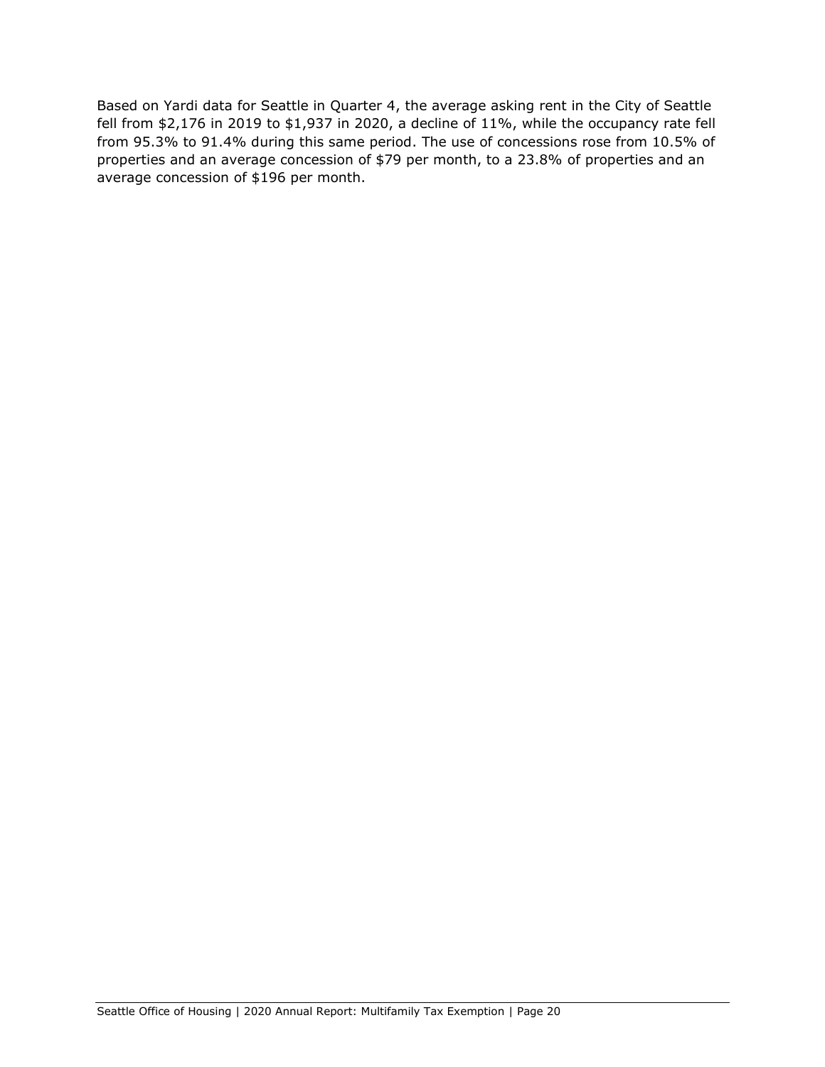Based on Yardi data for Seattle in Quarter 4, the average asking rent in the City of Seattle fell from $2,176 in 2019 to $1,937 in 2020, a decline of 11%, while the occupancy rate fell from 95.3% to 91.4% during this same period. The use of concessions rose from 10.5% of properties and an average concession of $79 per month, to a 23.8% of properties and an average concession of $196 per month.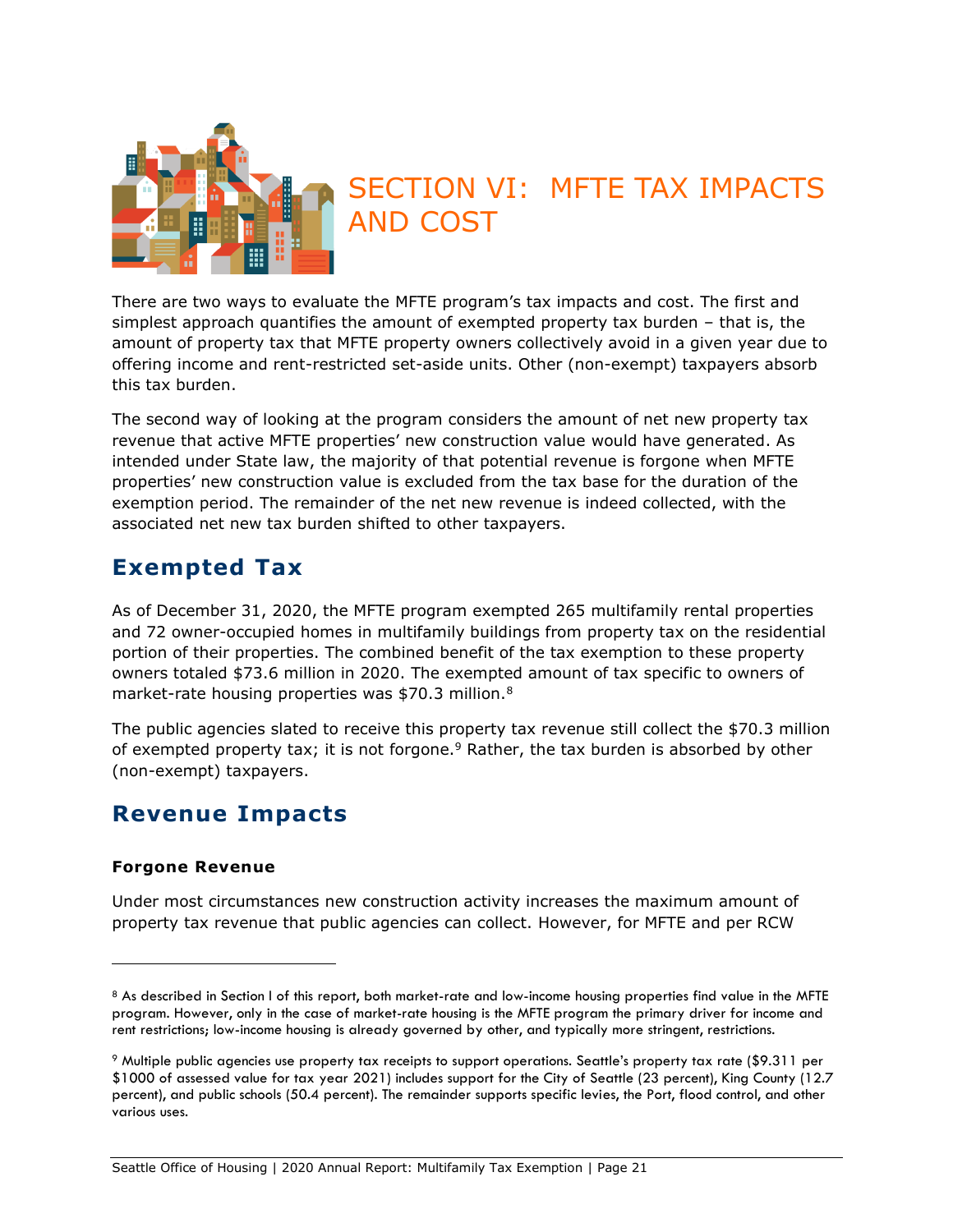# SECTION VI: MFTE TAX IMPACTS AND COST

There are two ways to evaluate the MFTE program's tax impacts and cost. The first and simplest approach quantifies the amount of exempted property tax burden – that is, the amount of property tax that MFTE property owners collectively avoid in a given year due to offering income and rent-restricted set-aside units. Other (non-exempt) taxpayers absorb this tax burden.

The second way of looking at the program considers the amount of net new property tax revenue that active MFTE properties' new construction value would have generated. As intended under State law, the majority of that potential revenue is forgone when MFTE properties' new construction value is excluded from the tax base for the duration of the exemption period. The remainder of the net new revenue is indeed collected, with the associated net new tax burden shifted to other taxpayers.

## Exempted Tax

As of December 31, 2020, the MFTE program exempted 265 multifamily rental properties and 72 owner-occupied homes in multifamily buildings from property tax on the residential portion of their properties. The combined benefit of the tax exemption to these property owners totaled $73.6 million in 2020. The exempted amount of tax specific to owners of market-rate housing properties was $70.3 million.[8]

The public agencies slated to receive this property tax revenue still collect the $70.3 million of exempted property tax; it is not forgone.[9] Rather, the tax burden is absorbed by other (non-exempt) taxpayers.

## Revenue Impacts

### Forgone Revenue

Under most circumstances new construction activity increases the maximum amount of property tax revenue that public agencies can collect. However, for MFTE and per RCW

---

[8] As described in Section I of this report, both market-rate and low-income housing properties find value in the MFTE program. However, only in the case of market-rate housing is the MFTE program the primary driver for income and rent restrictions; low-income housing is already governed by other, and typically more stringent, restrictions.

[9] Multiple public agencies use property tax receipts to support operations. Seattle's property tax rate ($9.311 per $1000 of assessed value for tax year 2021) includes support for the City of Seattle (23 percent), King County (12.7 percent), and public schools (50.4 percent). The remainder supports specific levies, the Port, flood control, and other various uses.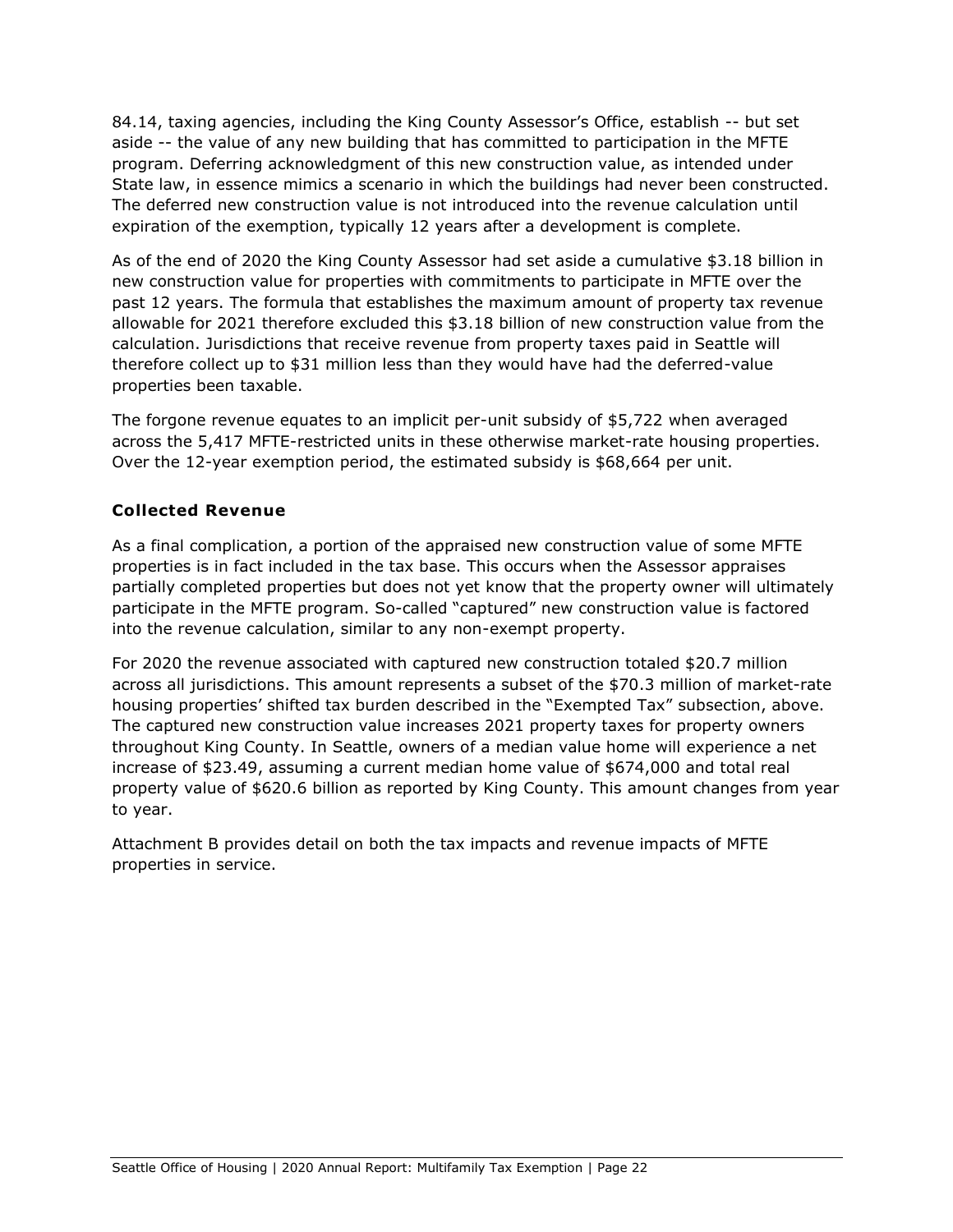84.14, taxing agencies, including the King County Assessor's Office, establish -- but set aside -- the value of any new building that has committed to participation in the MFTE program. Deferring acknowledgment of this new construction value, as intended under State law, in essence mimics a scenario in which the buildings had never been constructed. The deferred new construction value is not introduced into the revenue calculation until expiration of the exemption, typically 12 years after a development is complete.

As of the end of 2020 the King County Assessor had set aside a cumulative $3.18 billion in new construction value for properties with commitments to participate in MFTE over the past 12 years. The formula that establishes the maximum amount of property tax revenue allowable for 2021 therefore excluded this $3.18 billion of new construction value from the calculation. Jurisdictions that receive revenue from property taxes paid in Seattle will therefore collect up to $31 million less than they would have had the deferred-value properties been taxable.

The forgone revenue equates to an implicit per-unit subsidy of $5,722 when averaged across the 5,417 MFTE-restricted units in these otherwise market-rate housing properties. Over the 12-year exemption period, the estimated subsidy is $68,664 per unit.

### Collected Revenue

As a final complication, a portion of the appraised new construction value of some MFTE properties is in fact included in the tax base. This occurs when the Assessor appraises partially completed properties but does not yet know that the property owner will ultimately participate in the MFTE program. So-called "captured" new construction value is factored into the revenue calculation, similar to any non-exempt property.

For 2020 the revenue associated with captured new construction totaled $20.7 million across all jurisdictions. This amount represents a subset of the $70.3 million of market-rate housing properties' shifted tax burden described in the "Exempted Tax" subsection, above. The captured new construction value increases 2021 property taxes for property owners throughout King County. In Seattle, owners of a median value home will experience a net increase of $23.49, assuming a current median home value of $674,000 and total real property value of $620.6 billion as reported by King County. This amount changes from year to year.

Attachment B provides detail on both the tax impacts and revenue impacts of MFTE properties in service.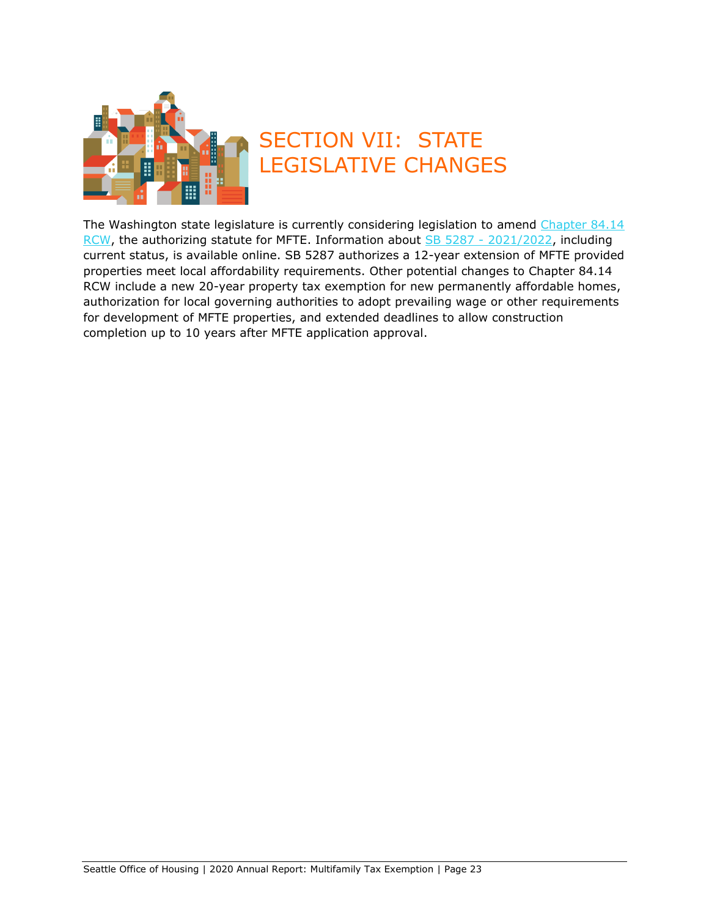# SECTION VII: STATE LEGISLATIVE CHANGES

The Washington state legislature is currently considering legislation to amend Chapter 84.14 RCW, the authorizing statute for MFTE. Information about SB 5287 - 2021/2022, including current status, is available online. SB 5287 authorizes a 12-year extension of MFTE provided properties meet local affordability requirements. Other potential changes to Chapter 84.14 RCW include a new 20-year property tax exemption for new permanently affordable homes, authorization for local governing authorities to adopt prevailing wage or other requirements for development of MFTE properties, and extended deadlines to allow construction completion up to 10 years after MFTE application approval.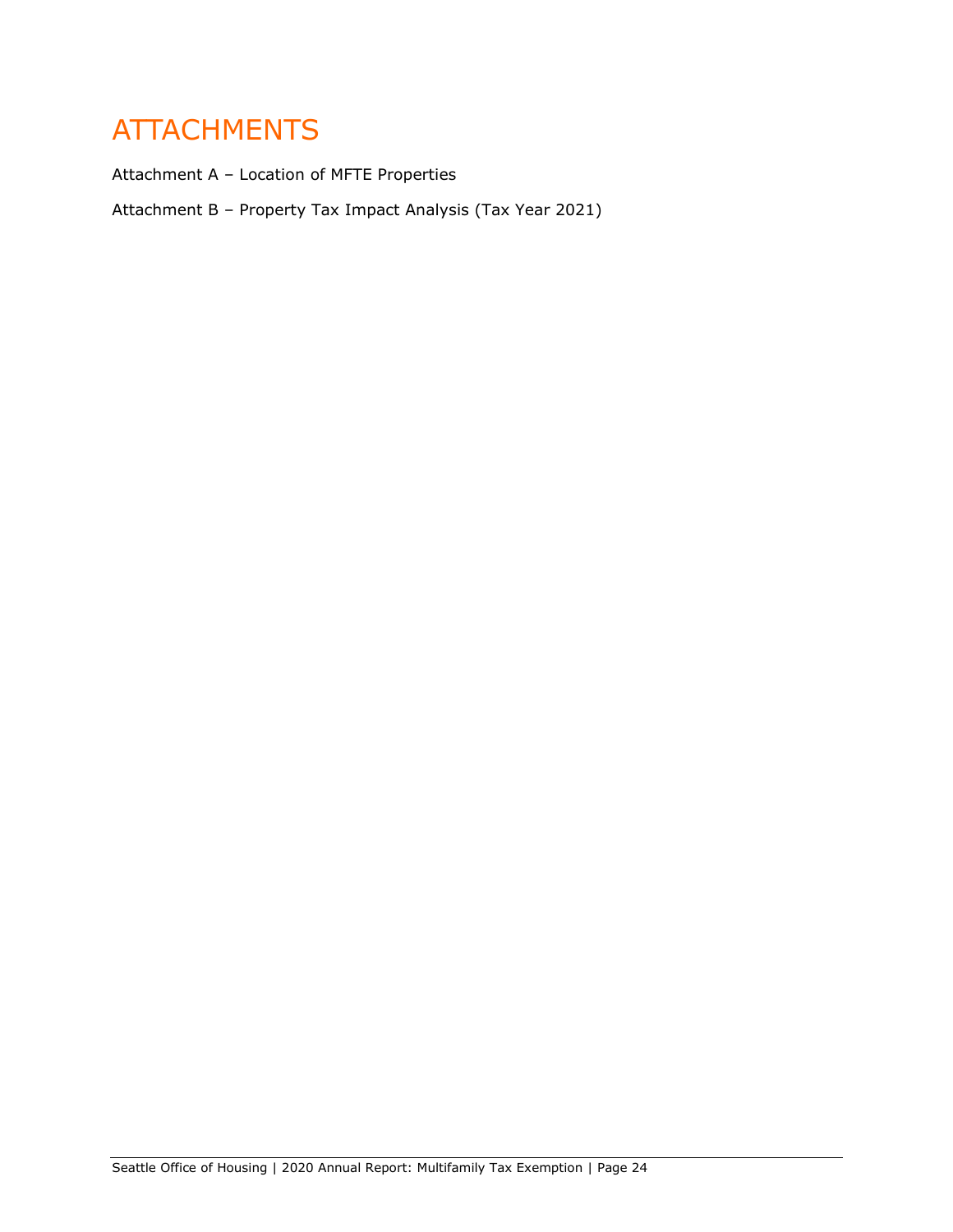# ATTACHMENTS

Attachment A – Location of MFTE Properties

Attachment B – Property Tax Impact Analysis (Tax Year 2021)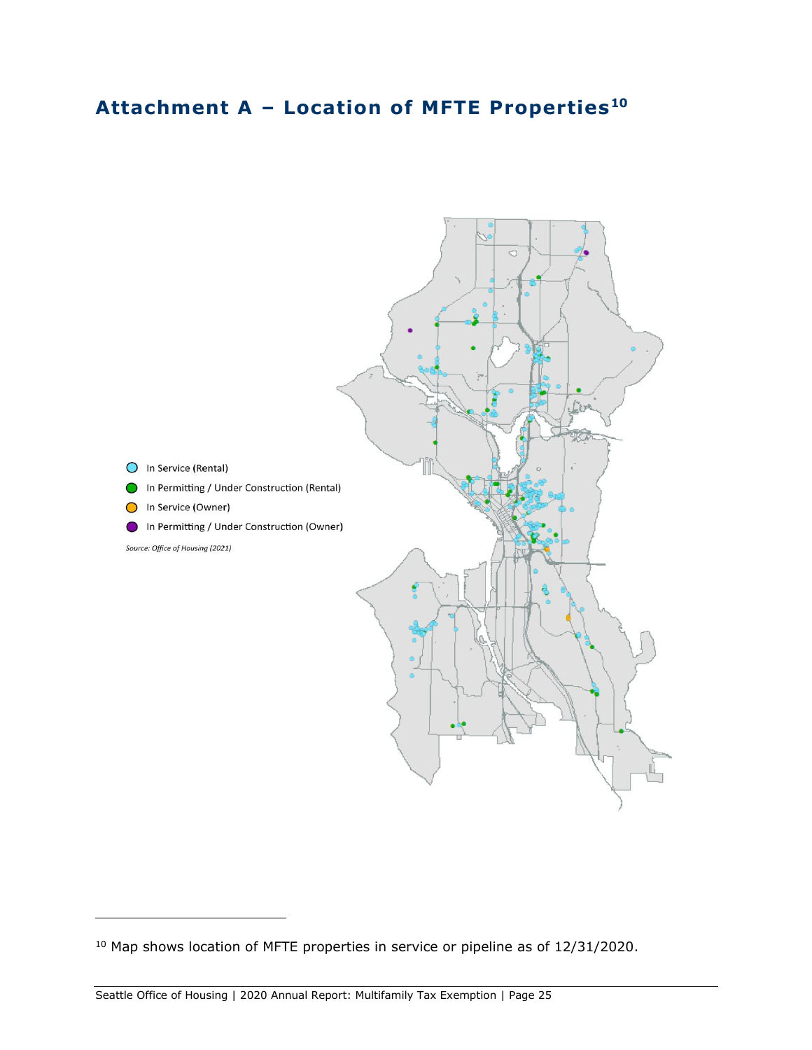## Attachment A – Location of MFTE Properties[10]

- In Service (Rental)
- In Permitting / Under Construction (Rental)
- In Service (Owner)
- In Permitting / Under Construction (Owner)

*Source: Office of Housing (2021)*

[10] Map shows location of MFTE properties in service or pipeline as of 12/31/2020.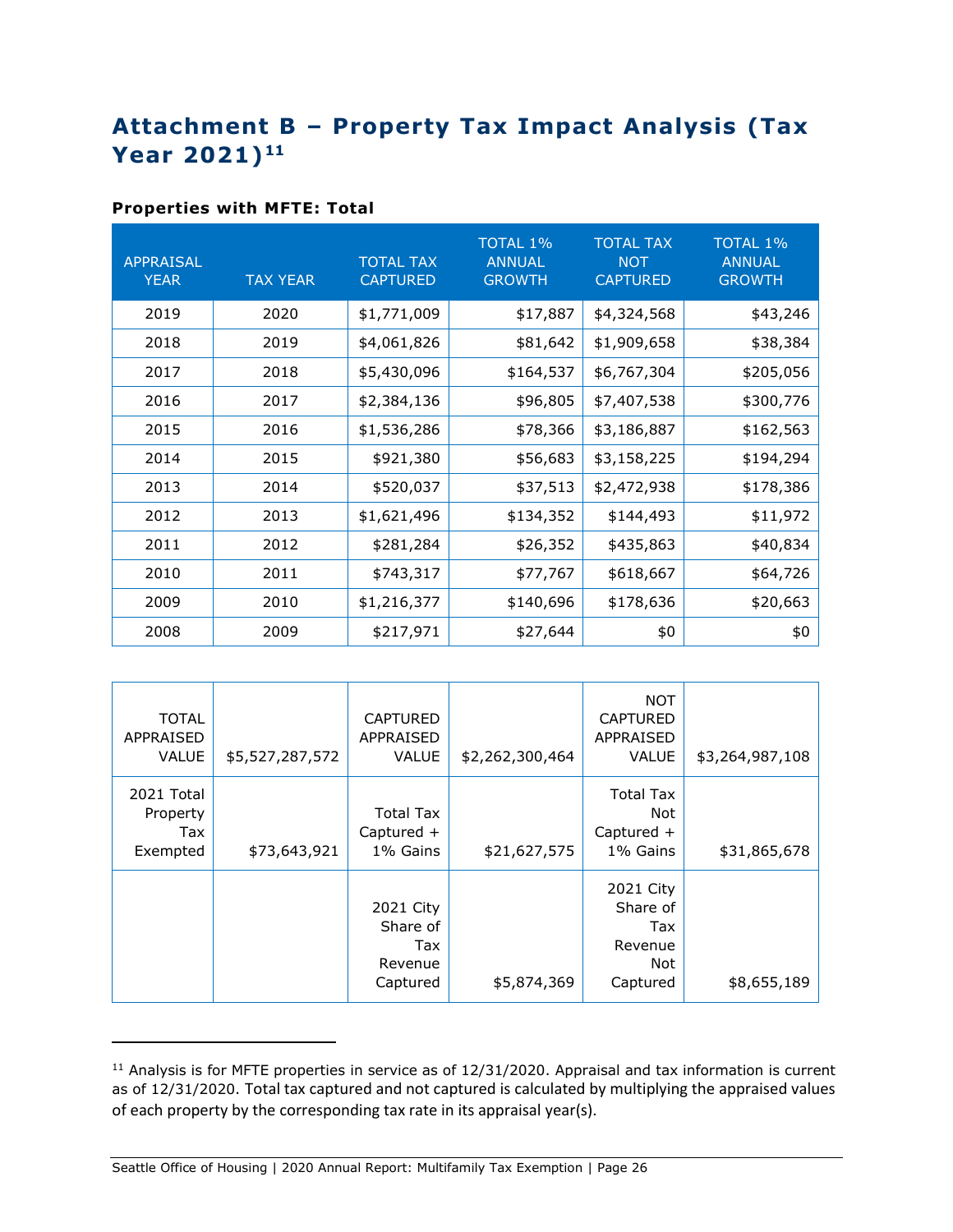# Attachment B – Property Tax Impact Analysis (Tax Year 2021)[11]

### Properties with MFTE: Total

| APPRAISAL YEAR | TAX YEAR | TOTAL TAX CAPTURED | TOTAL 1% ANNUAL GROWTH | TOTAL TAX NOT CAPTURED | TOTAL 1% ANNUAL GROWTH |
|---|---|---|---|---|---|
| 2019 | 2020 | $1,771,009 | $17,887 | $4,324,568 | $43,246 |
| 2018 | 2019 | $4,061,826 | $81,642 | $1,909,658 | $38,384 |
| 2017 | 2018 | $5,430,096 | $164,537 | $6,767,304 | $205,056 |
| 2016 | 2017 | $2,384,136 | $96,805 | $7,407,538 | $300,776 |
| 2015 | 2016 | $1,536,286 | $78,366 | $3,186,887 | $162,563 |
| 2014 | 2015 | $921,380 | $56,683 | $3,158,225 | $194,294 |
| 2013 | 2014 | $520,037 | $37,513 | $2,472,938 | $178,386 |
| 2012 | 2013 | $1,621,496 | $134,352 | $144,493 | $11,972 |
| 2011 | 2012 | $281,284 | $26,352 | $435,863 | $40,834 |
| 2010 | 2011 | $743,317 | $77,767 | $618,667 | $64,726 |
| 2009 | 2010 | $1,216,377 | $140,696 | $178,636 | $20,663 |
| 2008 | 2009 | $217,971 | $27,644 | $0 | $0 |

| | | | | | |
|---|---|---|---|---|---|
| TOTAL APPRAISED VALUE | $5,527,287,572 | CAPTURED APPRAISED VALUE | $2,262,300,464 | NOT CAPTURED APPRAISED VALUE | $3,264,987,108 |
| 2021 Total Property Tax Exempted | $73,643,921 | Total Tax Captured + 1% Gains | $21,627,575 | Total Tax Not Captured + 1% Gains | $31,865,678 |
| | | 2021 City Share of Tax Revenue Captured | $5,874,369 | 2021 City Share of Tax Revenue Not Captured | $8,655,189 |

[11] Analysis is for MFTE properties in service as of 12/31/2020. Appraisal and tax information is current as of 12/31/2020. Total tax captured and not captured is calculated by multiplying the appraised values of each property by the corresponding tax rate in its appraisal year(s).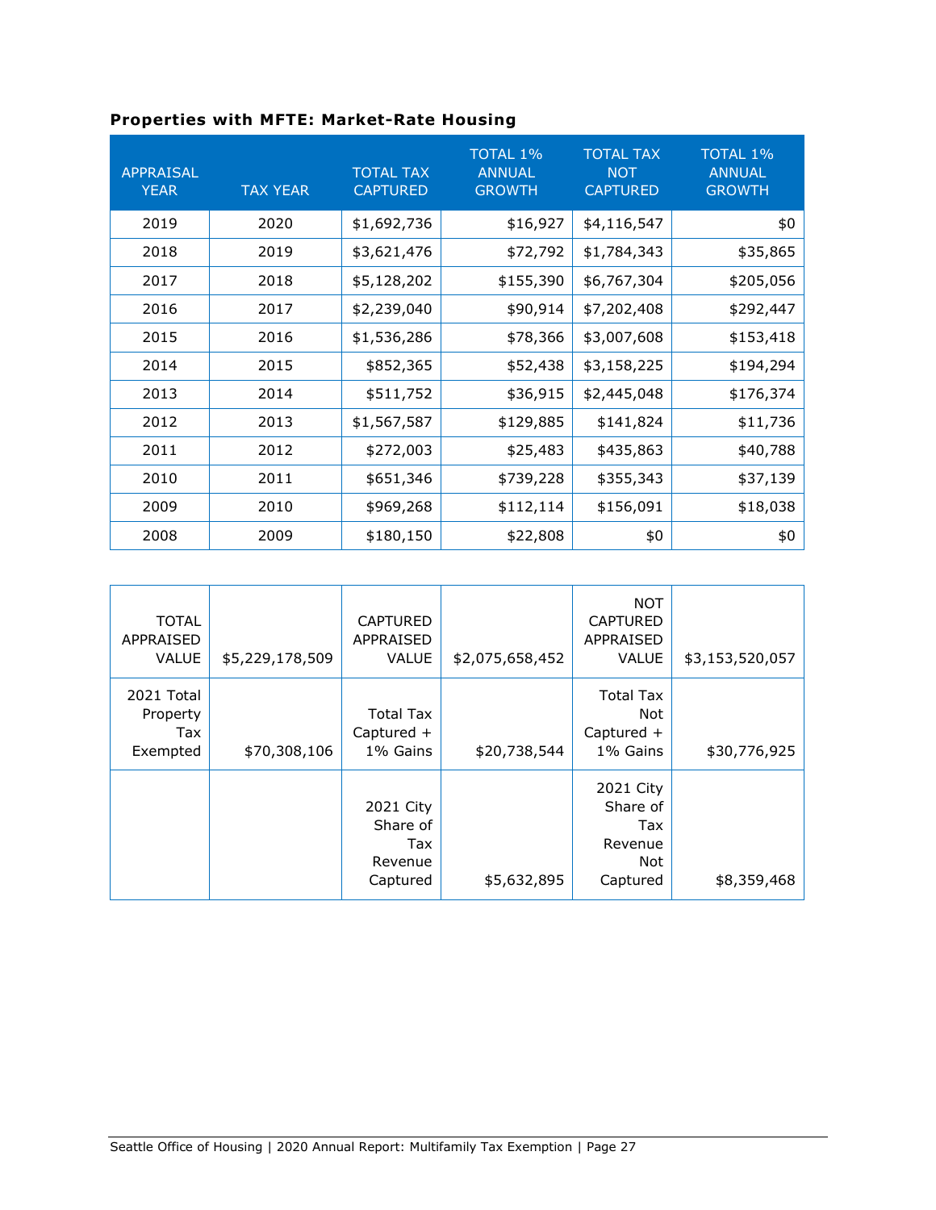**Properties with MFTE: Market-Rate Housing**

| APPRAISAL YEAR | TAX YEAR | TOTAL TAX CAPTURED | TOTAL 1% ANNUAL GROWTH | TOTAL TAX NOT CAPTURED | TOTAL 1% ANNUAL GROWTH |
|---|---|---|---|---|---|
| 2019 | 2020 | $1,692,736 | $16,927 | $4,116,547 | $0 |
| 2018 | 2019 | $3,621,476 | $72,792 | $1,784,343 | $35,865 |
| 2017 | 2018 | $5,128,202 | $155,390 | $6,767,304 | $205,056 |
| 2016 | 2017 | $2,239,040 | $90,914 | $7,202,408 | $292,447 |
| 2015 | 2016 | $1,536,286 | $78,366 | $3,007,608 | $153,418 |
| 2014 | 2015 | $852,365 | $52,438 | $3,158,225 | $194,294 |
| 2013 | 2014 | $511,752 | $36,915 | $2,445,048 | $176,374 |
| 2012 | 2013 | $1,567,587 | $129,885 | $141,824 | $11,736 |
| 2011 | 2012 | $272,003 | $25,483 | $435,863 | $40,788 |
| 2010 | 2011 | $651,346 | $739,228 | $355,343 | $37,139 |
| 2009 | 2010 | $969,268 | $112,114 | $156,091 | $18,038 |
| 2008 | 2009 | $180,150 | $22,808 | $0 | $0 |

| | | | | | |
|---|---|---|---|---|---|
| TOTAL APPRAISED VALUE | $5,229,178,509 | CAPTURED APPRAISED VALUE | $2,075,658,452 | NOT CAPTURED APPRAISED VALUE | $3,153,520,057 |
| 2021 Total Property Tax Exempted | $70,308,106 | Total Tax Captured + 1% Gains | $20,738,544 | Total Tax Not Captured + 1% Gains | $30,776,925 |
| | | 2021 City Share of Tax Revenue Captured | $5,632,895 | 2021 City Share of Tax Revenue Not Captured | $8,359,468 |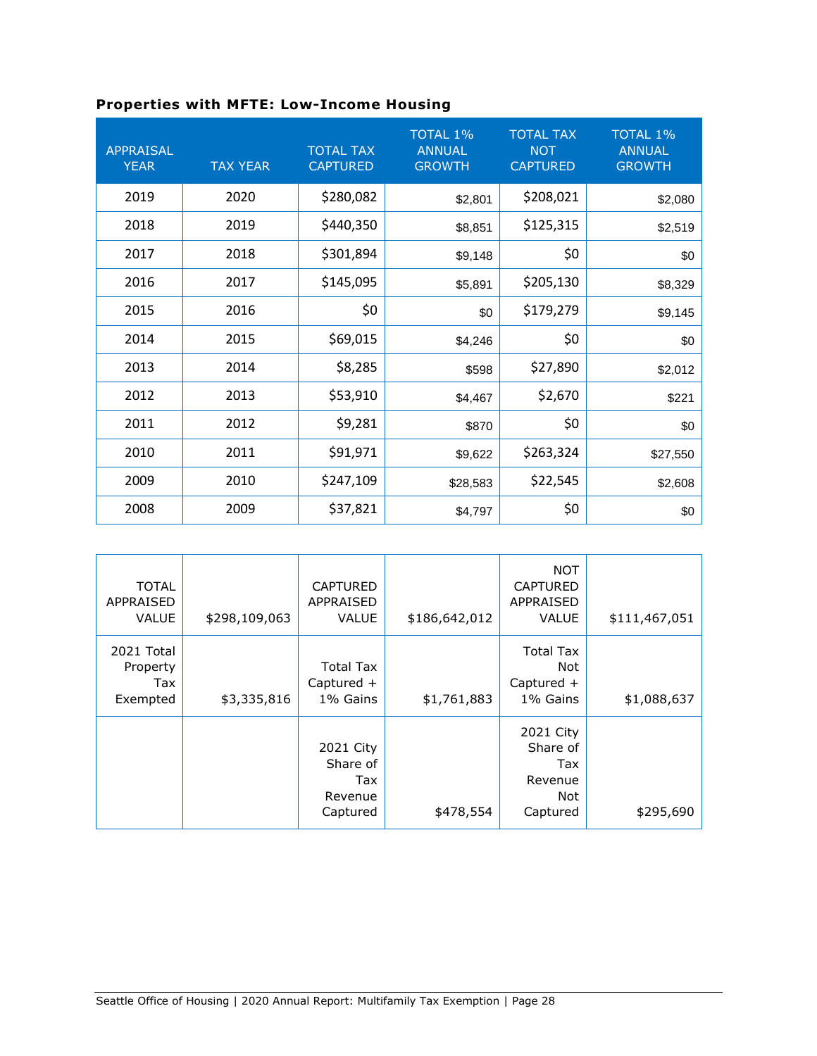**Properties with MFTE: Low-Income Housing**

| APPRAISAL YEAR | TAX YEAR | TOTAL TAX CAPTURED | TOTAL 1% ANNUAL GROWTH | TOTAL TAX NOT CAPTURED | TOTAL 1% ANNUAL GROWTH |
|---|---|---|---|---|---|
| 2019 | 2020 | $280,082 | $2,801 | $208,021 | $2,080 |
| 2018 | 2019 | $440,350 | $8,851 | $125,315 | $2,519 |
| 2017 | 2018 | $301,894 | $9,148 | $0 | $0 |
| 2016 | 2017 | $145,095 | $5,891 | $205,130 | $8,329 |
| 2015 | 2016 | $0 | $0 | $179,279 | $9,145 |
| 2014 | 2015 | $69,015 | $4,246 | $0 | $0 |
| 2013 | 2014 | $8,285 | $598 | $27,890 | $2,012 |
| 2012 | 2013 | $53,910 | $4,467 | $2,670 | $221 |
| 2011 | 2012 | $9,281 | $870 | $0 | $0 |
| 2010 | 2011 | $91,971 | $9,622 | $263,324 | $27,550 |
| 2009 | 2010 | $247,109 | $28,583 | $22,545 | $2,608 |
| 2008 | 2009 | $37,821 | $4,797 | $0 | $0 |

| | | | | | |
|---|---|---|---|---|---|
| TOTAL APPRAISED VALUE | $298,109,063 | CAPTURED APPRAISED VALUE | $186,642,012 | NOT CAPTURED APPRAISED VALUE | $111,467,051 |
| 2021 Total Property Tax Exempted | $3,335,816 | Total Tax Captured + 1% Gains | $1,761,883 | Total Tax Not Captured + 1% Gains | $1,088,637 |
| | | 2021 City Share of Tax Revenue Captured | $478,554 | 2021 City Share of Tax Revenue Not Captured | $295,690 |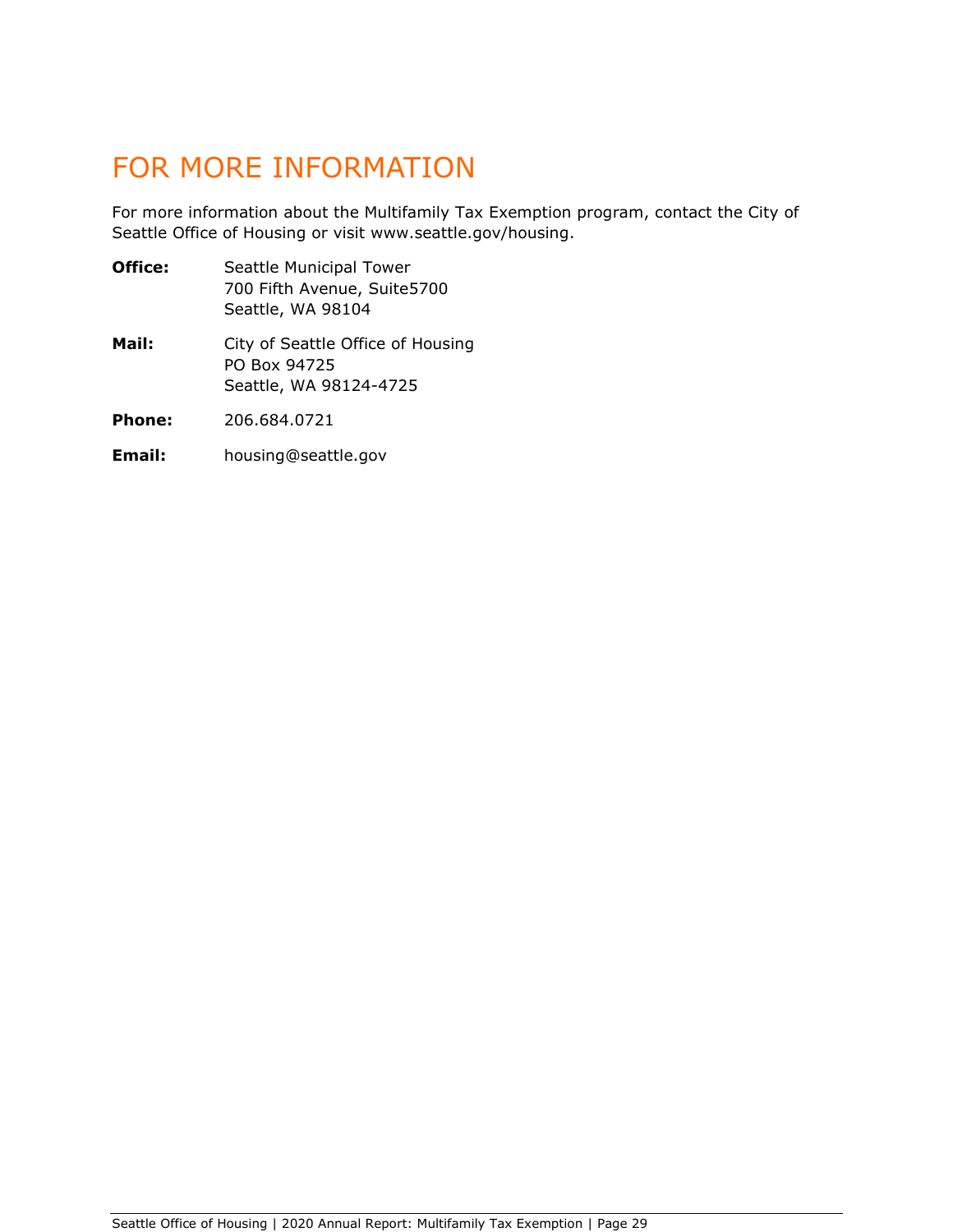# FOR MORE INFORMATION

For more information about the Multifamily Tax Exemption program, contact the City of Seattle Office of Housing or visit www.seattle.gov/housing.

**Office:** Seattle Municipal Tower
700 Fifth Avenue, Suite5700
Seattle, WA 98104

**Mail:** City of Seattle Office of Housing
PO Box 94725
Seattle, WA 98124-4725

**Phone:** 206.684.0721

**Email:** housing@seattle.gov